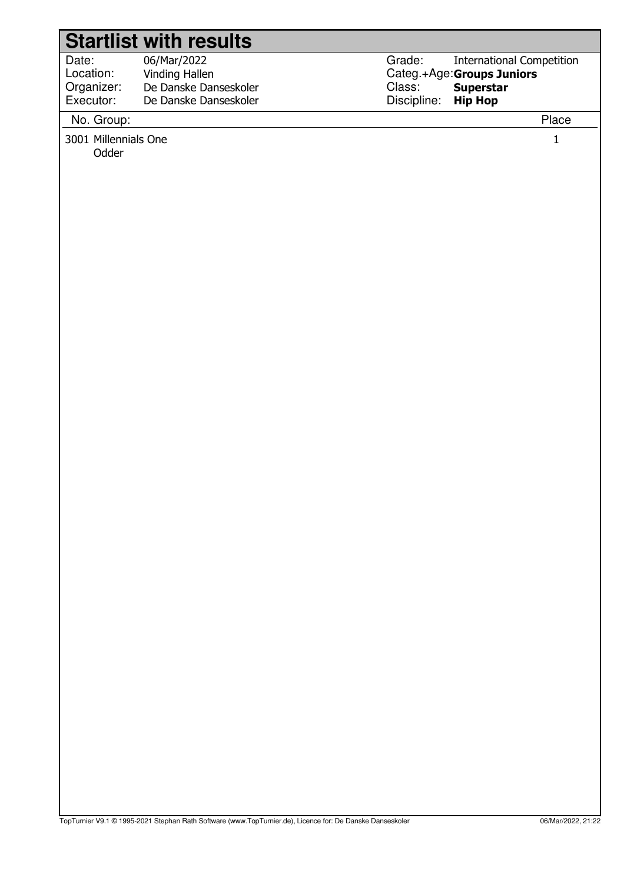# Startlist with results

| | | | |
|---|---|---|---|
| Date: | 06/Mar/2022 | Grade: | International Competition |
| Location: | Vinding Hallen | Categ.+Age: | **Groups Juniors** |
| Organizer: | De Danske Danseskoler | Class: | **Superstar** |
| Executor: | De Danske Danseskoler | Discipline: | **Hip Hop** |

| No. | Group: | Place |
|---|---|---|
| 3001 | Millennials One<br>Odder | 1 |

TopTurnier V9.1 © 1995-2021 Stephan Rath Software (www.TopTurnier.de), Licence for: De Danske Danseskoler 06/Mar/2022, 21:22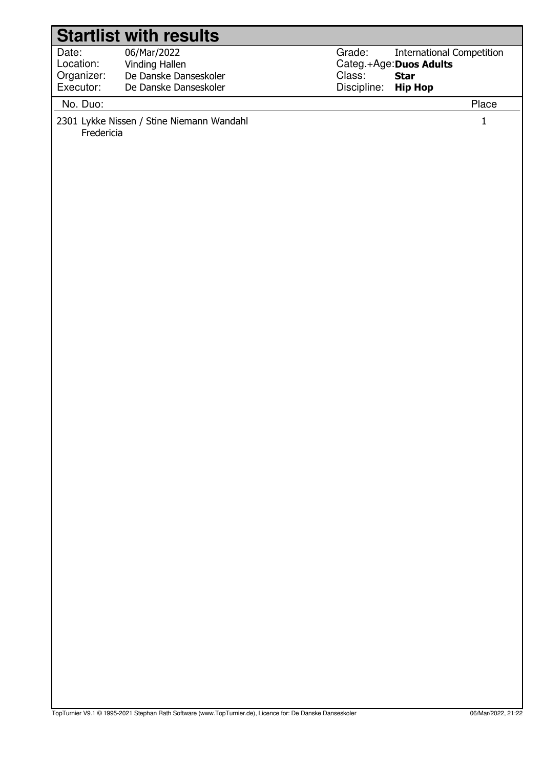# Startlist with results

Date: 06/Mar/2022
Location: Vinding Hallen
Organizer: De Danske Danseskoler
Executor: De Danske Danseskoler

Grade: International Competition
Categ.+Age: **Duos Adults**
Class: **Star**
Discipline: **Hip Hop**

| No. Duo: | Place |
| --- | --- |
| 2301 Lykke Nissen / Stine Niemann Wandahl<br>Fredericia | 1 |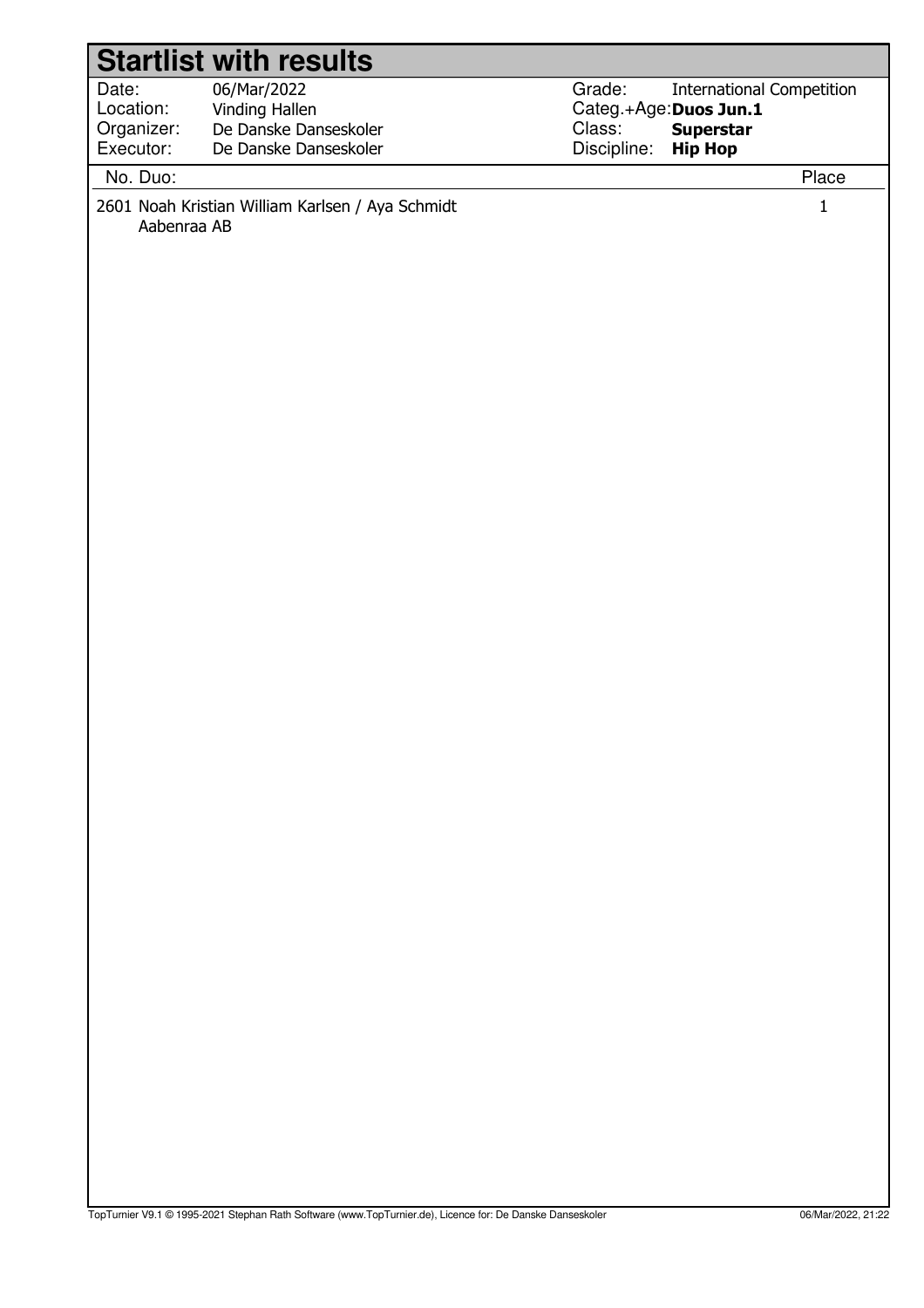# Startlist with results

| | | | |
|---|---|---|---|
| Date: | 06/Mar/2022 | Grade: | International Competition |
| Location: | Vinding Hallen | Categ.+Age: | **Duos Jun.1** |
| Organizer: | De Danske Danseskoler | Class: | **Superstar** |
| Executor: | De Danske Danseskoler | Discipline: | **Hip Hop** |

| No. | Duo: | Place |
|---|---|---|
| 2601 | Noah Kristian William Karlsen / Aya Schmidt<br>Aabenraa AB | 1 |

TopTurnier V9.1 © 1995-2021 Stephan Rath Software (www.TopTurnier.de), Licence for: De Danske Danseskoler 06/Mar/2022, 21:22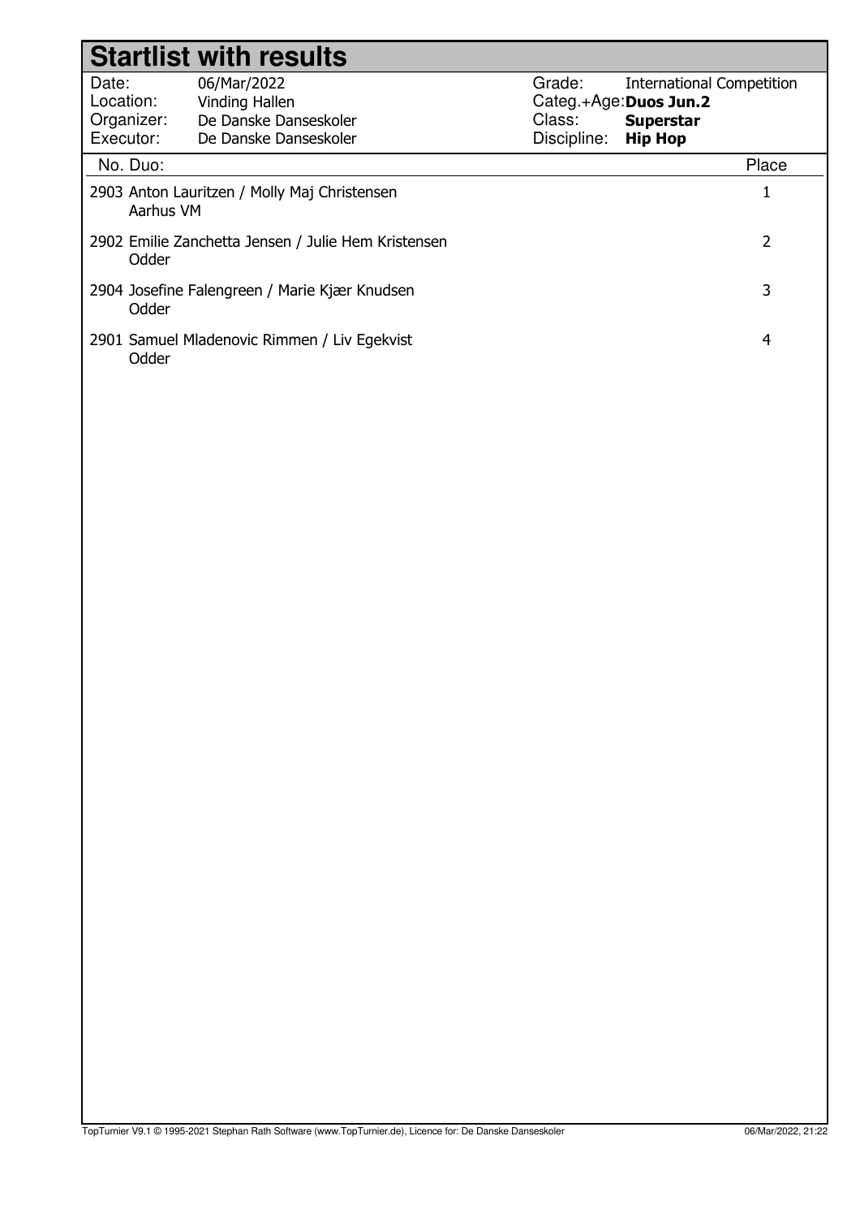# Startlist with results

| | | | |
|---|---|---|---|
| Date: | 06/Mar/2022 | Grade: | International Competition |
| Location: | Vinding Hallen | Categ.+Age: | **Duos Jun.2** |
| Organizer: | De Danske Danseskoler | Class: | **Superstar** |
| Executor: | De Danske Danseskoler | Discipline: | **Hip Hop** |

| No. | Duo: | Place |
|---|---|---|
| 2903 | Anton Lauritzen / Molly Maj Christensen<br>Aarhus VM | 1 |
| 2902 | Emilie Zanchetta Jensen / Julie Hem Kristensen<br>Odder | 2 |
| 2904 | Josefine Falengreen / Marie Kjær Knudsen<br>Odder | 3 |
| 2901 | Samuel Mladenovic Rimmen / Liv Egekvist<br>Odder | 4 |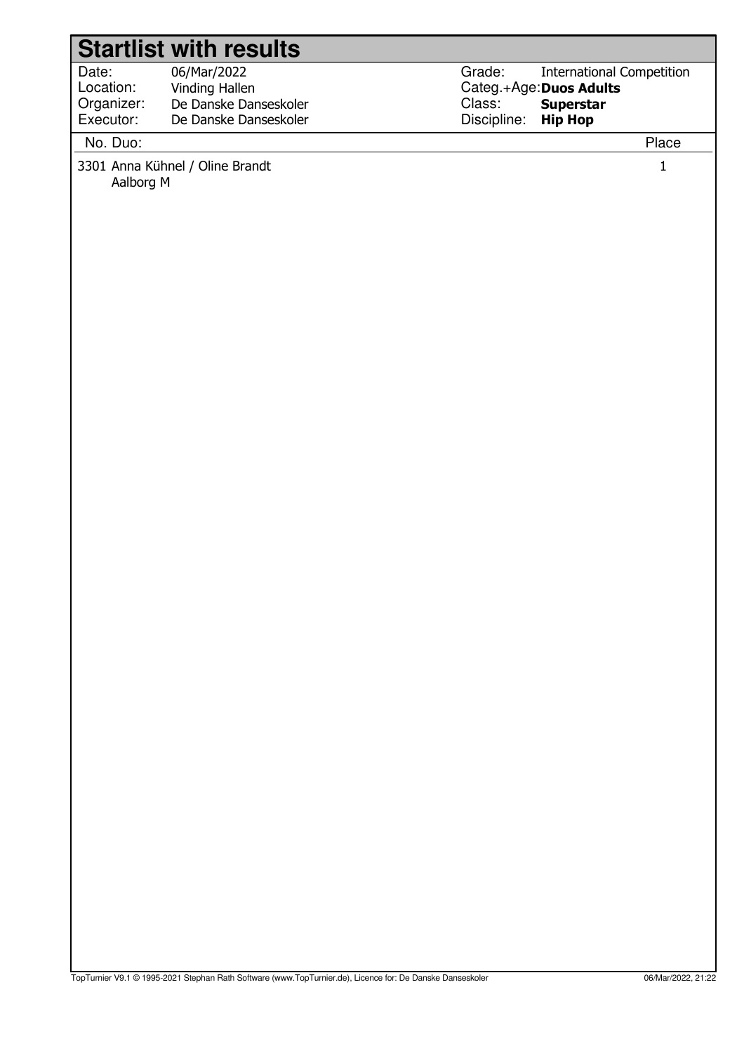# Startlist with results

| | | | |
|---|---|---|---|
| Date: | 06/Mar/2022 | Grade: | International Competition |
| Location: | Vinding Hallen | Categ.+Age: | **Duos Adults** |
| Organizer: | De Danske Danseskoler | Class: | **Superstar** |
| Executor: | De Danske Danseskoler | Discipline: | **Hip Hop** |

| No. | Duo: | Place |
|---|---|---|
| 3301 | Anna Kühnel / Oline Brandt<br>Aalborg M | 1 |

TopTurnier V9.1 © 1995-2021 Stephan Rath Software (www.TopTurnier.de), Licence for: De Danske Danseskoler 06/Mar/2022, 21:22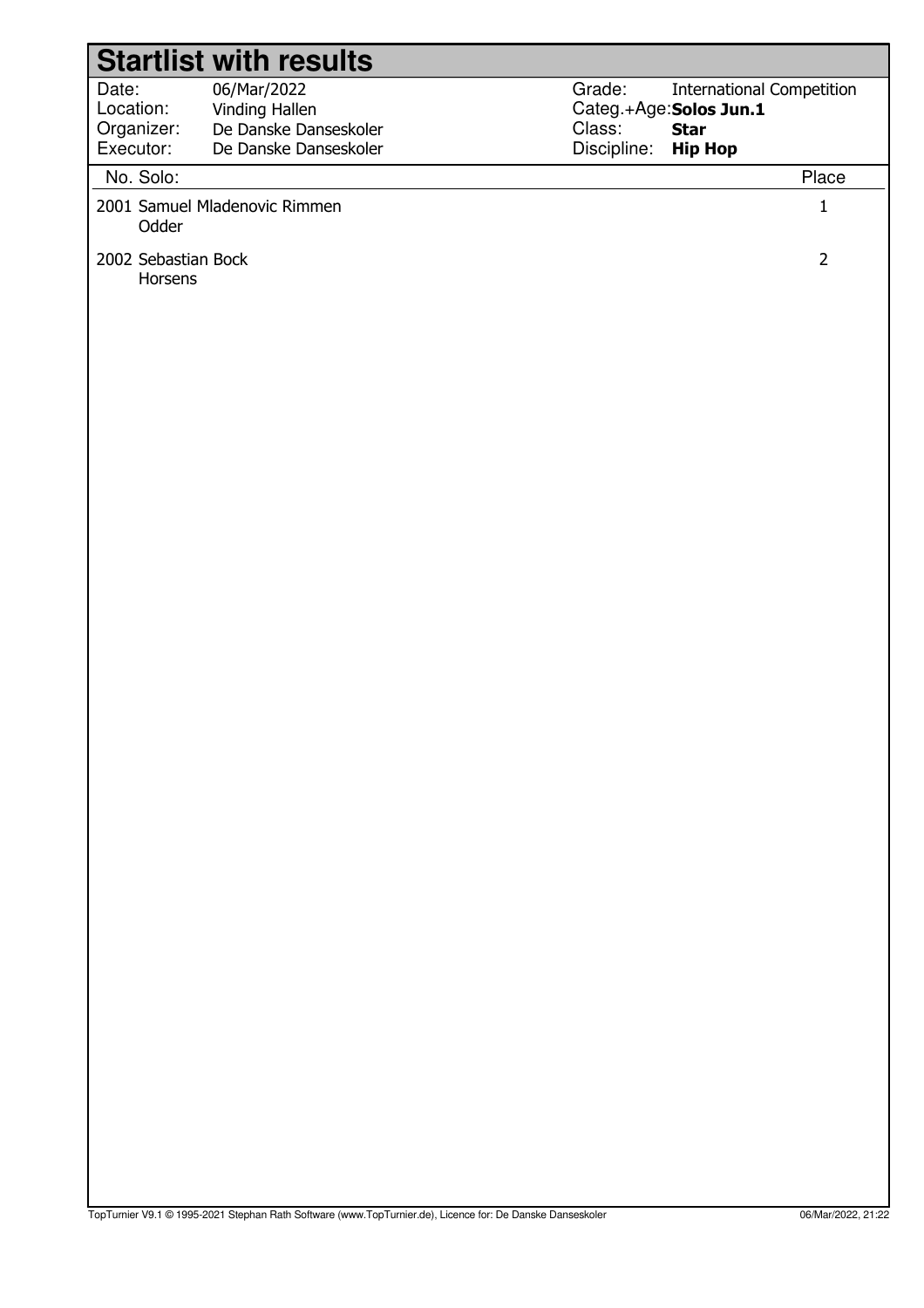# Startlist with results

| | | | |
|---|---|---|---|
| Date: | 06/Mar/2022 | Grade: | International Competition |
| Location: | Vinding Hallen | Categ.+Age: | **Solos Jun.1** |
| Organizer: | De Danske Danseskoler | Class: | **Star** |
| Executor: | De Danske Danseskoler | Discipline: | **Hip Hop** |

| No. | Solo: | Place |
|---|---|---|
| 2001 | Samuel Mladenovic Rimmen<br>Odder | 1 |
| 2002 | Sebastian Bock<br>Horsens | 2 |

TopTurnier V9.1 © 1995-2021 Stephan Rath Software (www.TopTurnier.de), Licence for: De Danske Danseskoler 06/Mar/2022, 21:22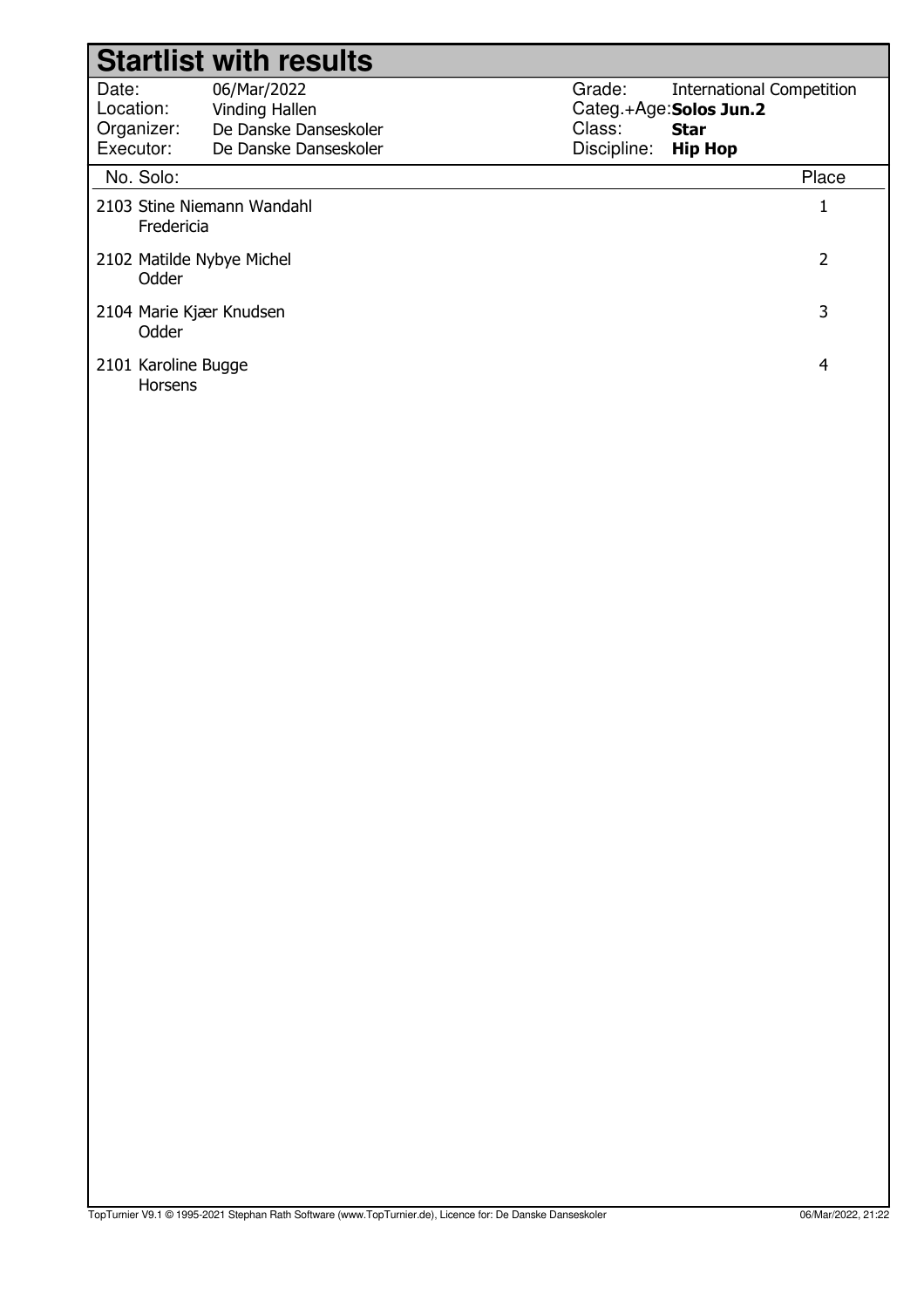# Startlist with results

| | | | |
|---|---|---|---|
| Date: | 06/Mar/2022 | Grade: | International Competition |
| Location: | Vinding Hallen | Categ.+Age: | **Solos Jun.2** |
| Organizer: | De Danske Danseskoler | Class: | **Star** |
| Executor: | De Danske Danseskoler | Discipline: | **Hip Hop** |

| No. | Solo: | Place |
|---|---|---|
| 2103 | Stine Niemann Wandahl<br>Fredericia | 1 |
| 2102 | Matilde Nybye Michel<br>Odder | 2 |
| 2104 | Marie Kjær Knudsen<br>Odder | 3 |
| 2101 | Karoline Bugge<br>Horsens | 4 |

TopTurnier V9.1 © 1995-2021 Stephan Rath Software (www.TopTurnier.de), Licence for: De Danske Danseskoler 06/Mar/2022, 21:22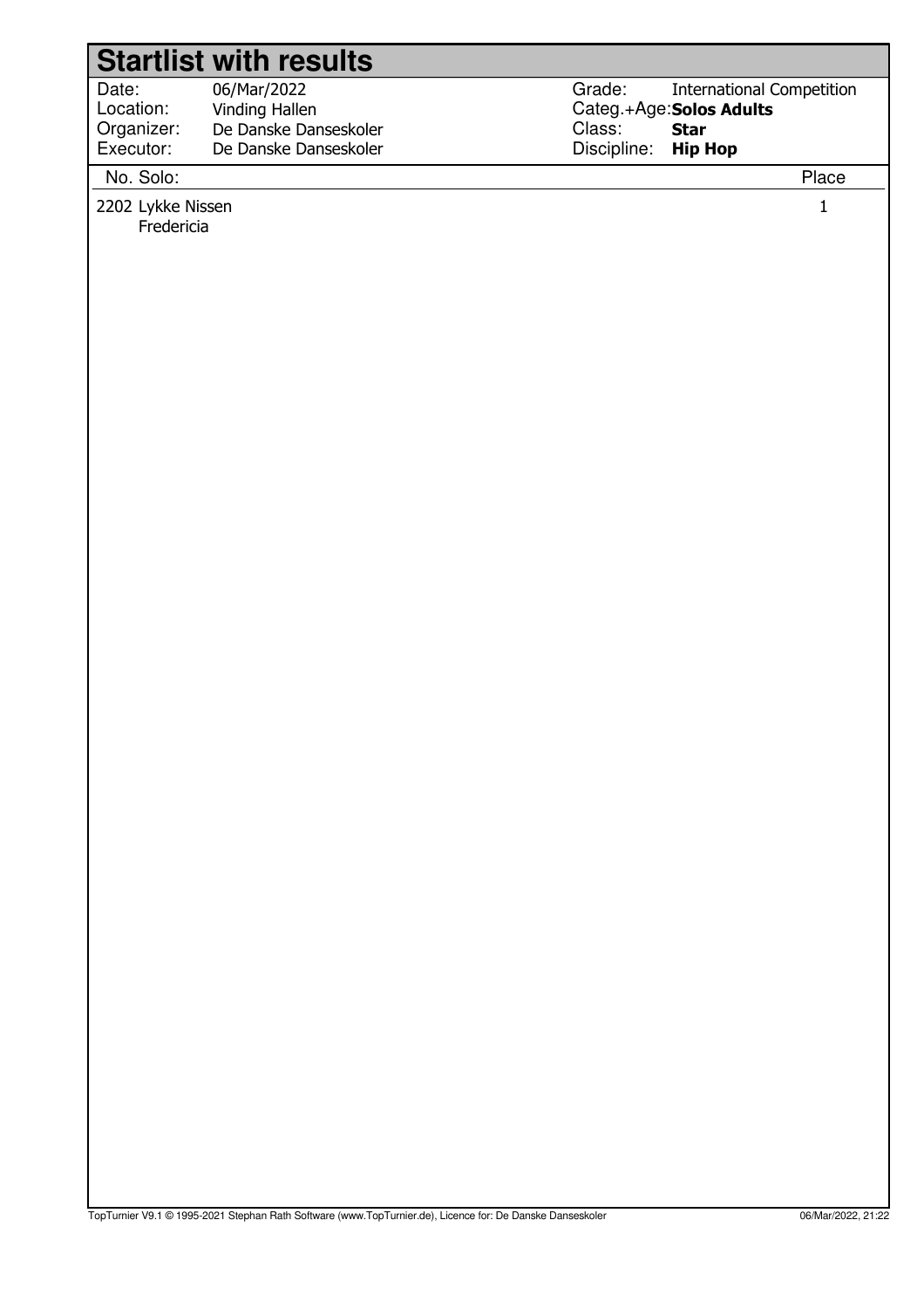# Startlist with results

| | | | |
|---|---|---|---|
| Date: | 06/Mar/2022 | Grade: | International Competition |
| Location: | Vinding Hallen | Categ.+Age: | **Solos Adults** |
| Organizer: | De Danske Danseskoler | Class: | **Star** |
| Executor: | De Danske Danseskoler | Discipline: | **Hip Hop** |

| No. Solo: | Place |
|---|---|
| 2202 Lykke Nissen<br>Fredericia | 1 |

TopTurnier V9.1 © 1995-2021 Stephan Rath Software (www.TopTurnier.de), Licence for: De Danske Danseskoler 06/Mar/2022, 21:22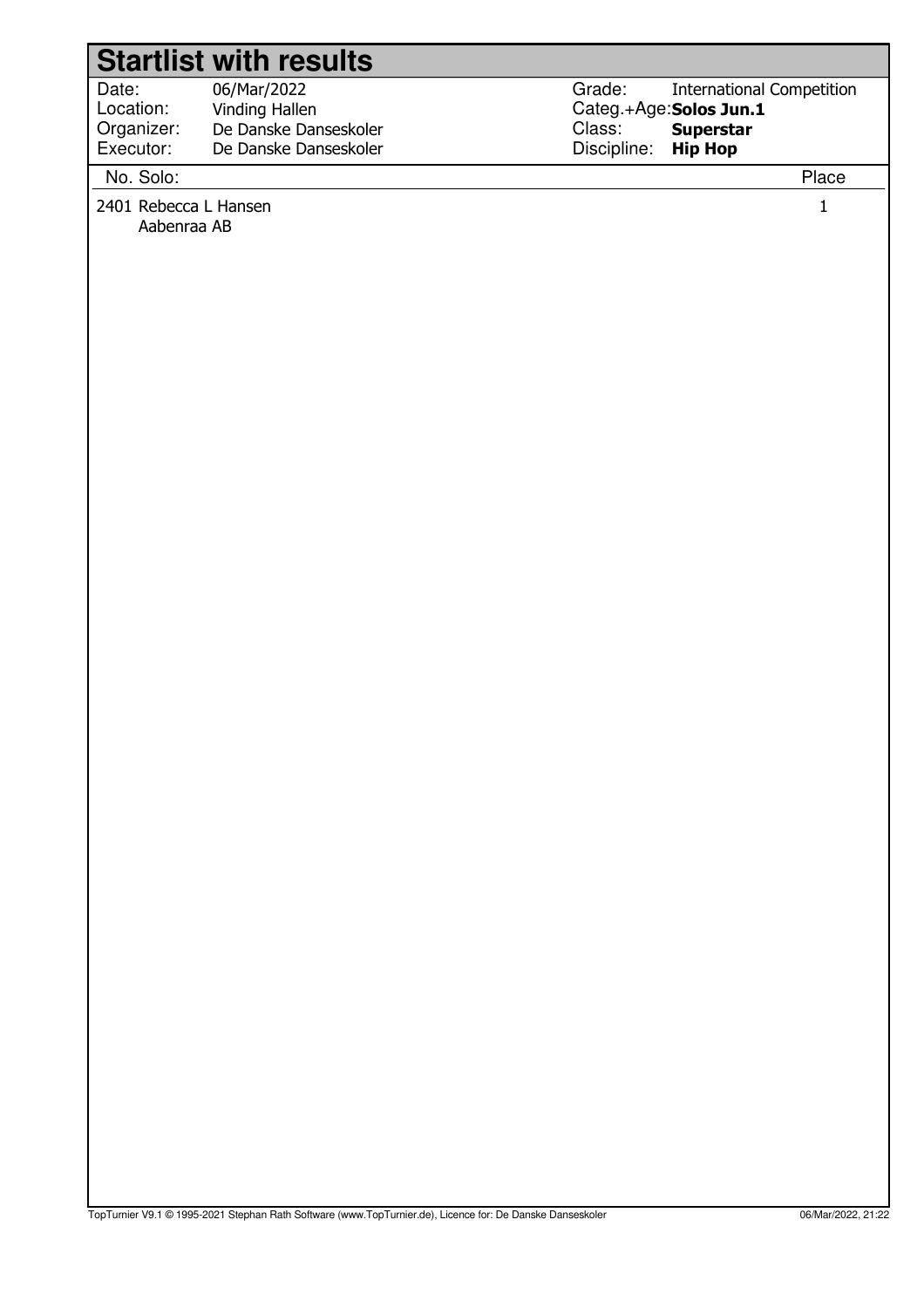# Startlist with results

| | | | |
|---|---|---|---|
| Date: | 06/Mar/2022 | Grade: | International Competition |
| Location: | Vinding Hallen | Categ.+Age: | **Solos Jun.1** |
| Organizer: | De Danske Danseskoler | Class: | **Superstar** |
| Executor: | De Danske Danseskoler | Discipline: | **Hip Hop** |

| No. Solo: | Place |
|---|---|
| 2401 Rebecca L Hansen<br>Aabenraa AB | 1 |

TopTurnier V9.1 © 1995-2021 Stephan Rath Software (www.TopTurnier.de), Licence for: De Danske Danseskoler 06/Mar/2022, 21:22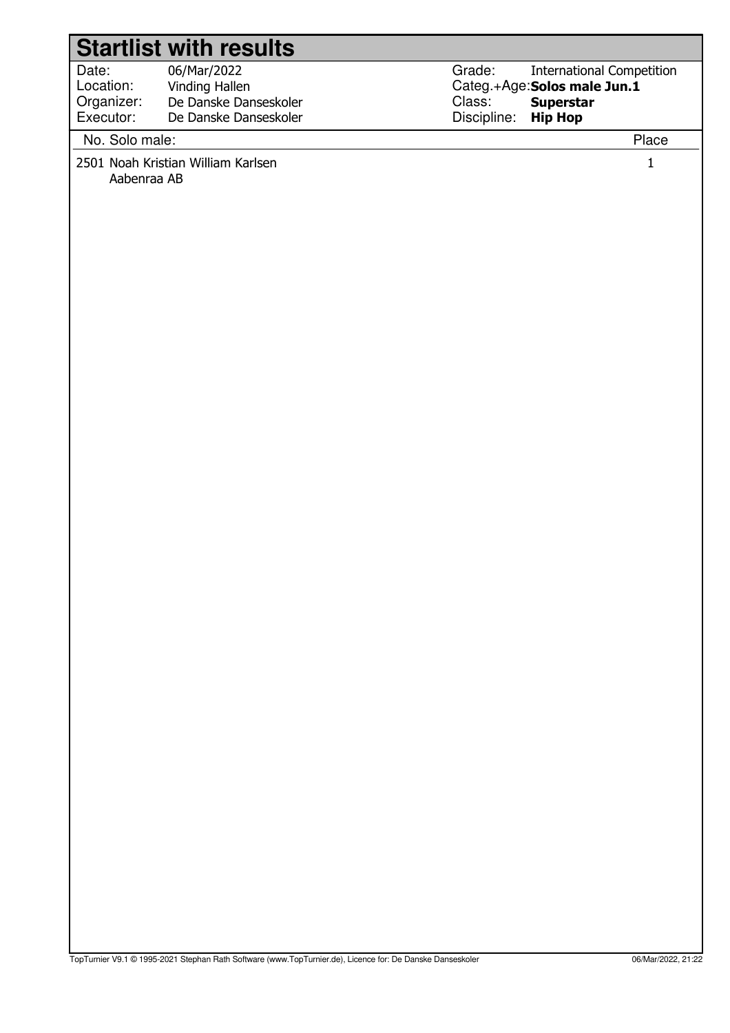# Startlist with results

| | | | |
|---|---|---|---|
| Date: | 06/Mar/2022 | Grade: | International Competition |
| Location: | Vinding Hallen | Categ.+Age: | **Solos male Jun.1** |
| Organizer: | De Danske Danseskoler | Class: | **Superstar** |
| Executor: | De Danske Danseskoler | Discipline: | **Hip Hop** |

| No. Solo male: | Place |
|---|---|
| 2501 Noah Kristian William Karlsen<br>Aabenraa AB | 1 |

TopTurnier V9.1 © 1995-2021 Stephan Rath Software (www.TopTurnier.de), Licence for: De Danske Danseskoler 06/Mar/2022, 21:22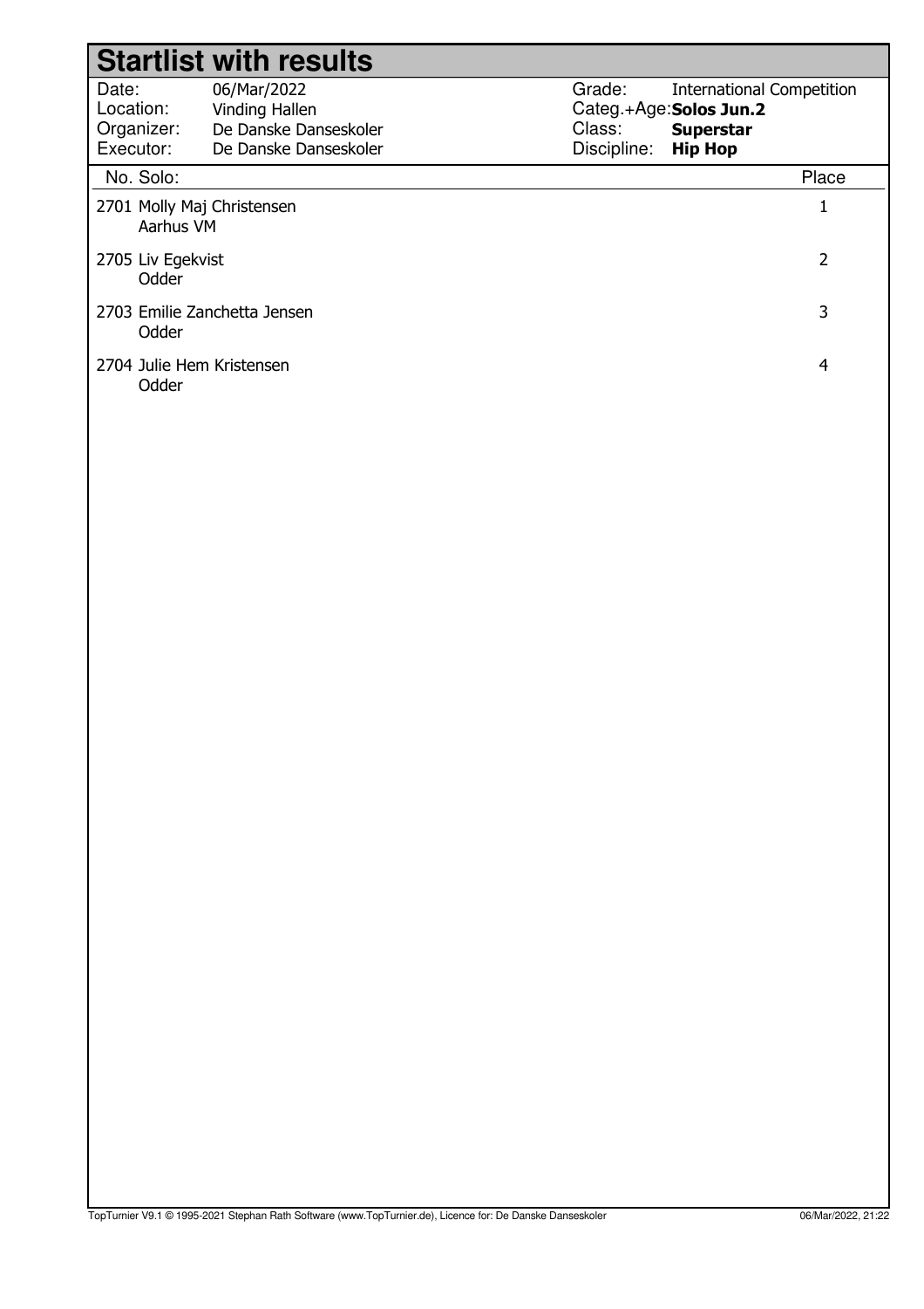# Startlist with results

| | | | |
|---|---|---|---|
| Date: | 06/Mar/2022 | Grade: | International Competition |
| Location: | Vinding Hallen | Categ.+Age: | **Solos Jun.2** |
| Organizer: | De Danske Danseskoler | Class: | **Superstar** |
| Executor: | De Danske Danseskoler | Discipline: | **Hip Hop** |

| No. Solo: | Place |
|---|---|
| 2701 Molly Maj Christensen<br>Aarhus VM | 1 |
| 2705 Liv Egekvist<br>Odder | 2 |
| 2703 Emilie Zanchetta Jensen<br>Odder | 3 |
| 2704 Julie Hem Kristensen<br>Odder | 4 |

TopTurnier V9.1 © 1995-2021 Stephan Rath Software (www.TopTurnier.de), Licence for: De Danske Danseskoler 06/Mar/2022, 21:22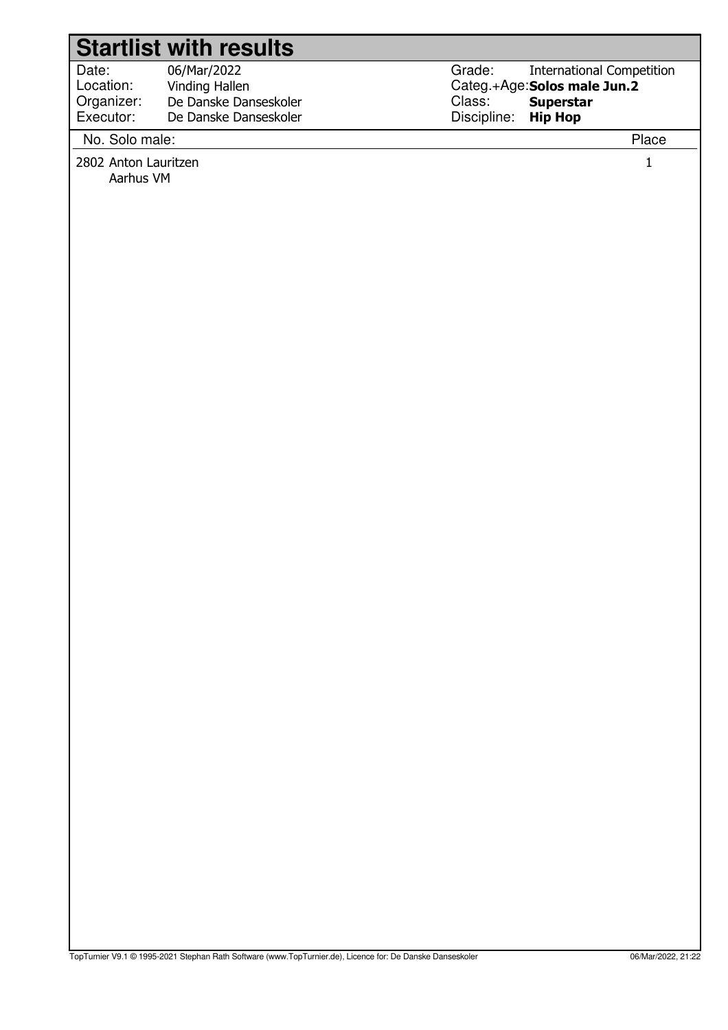# Startlist with results

| | | | |
|---|---|---|---|
| Date: | 06/Mar/2022 | Grade: | International Competition |
| Location: | Vinding Hallen | Categ.+Age: | **Solos male Jun.2** |
| Organizer: | De Danske Danseskoler | Class: | **Superstar** |
| Executor: | De Danske Danseskoler | Discipline: | **Hip Hop** |

| No. Solo male: | Place |
|---|---|
| 2802 Anton Lauritzen<br>Aarhus VM | 1 |

TopTurnier V9.1 © 1995-2021 Stephan Rath Software (www.TopTurnier.de), Licence for: De Danske Danseskoler 06/Mar/2022, 21:22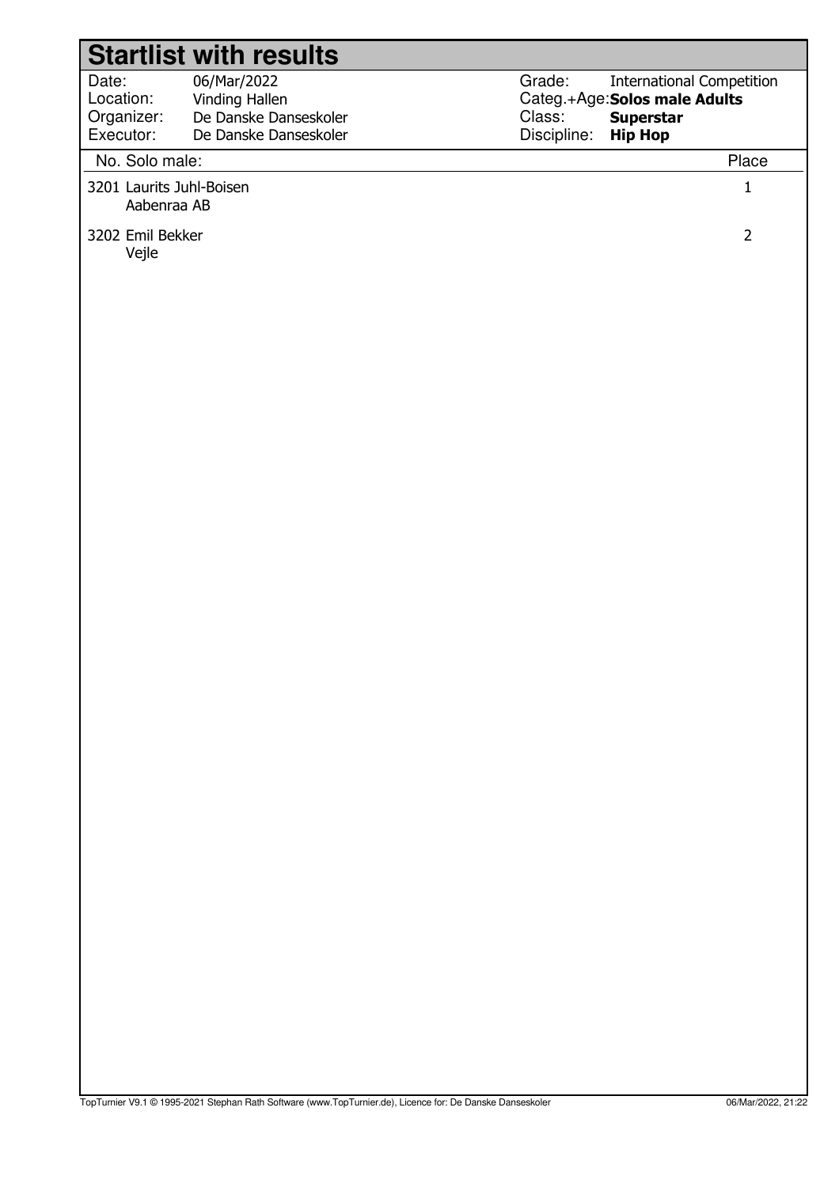# Startlist with results

| | | | |
|---|---|---|---|
| Date: | 06/Mar/2022 | Grade: | International Competition |
| Location: | Vinding Hallen | Categ.+Age: | **Solos male Adults** |
| Organizer: | De Danske Danseskoler | Class: | **Superstar** |
| Executor: | De Danske Danseskoler | Discipline: | **Hip Hop** |

| No. Solo male: | Place |
|---|---|
| 3201 Laurits Juhl-Boisen<br>Aabenraa AB | 1 |
| 3202 Emil Bekker<br>Vejle | 2 |

TopTurnier V9.1 © 1995-2021 Stephan Rath Software (www.TopTurnier.de), Licence for: De Danske Danseskoler 06/Mar/2022, 21:22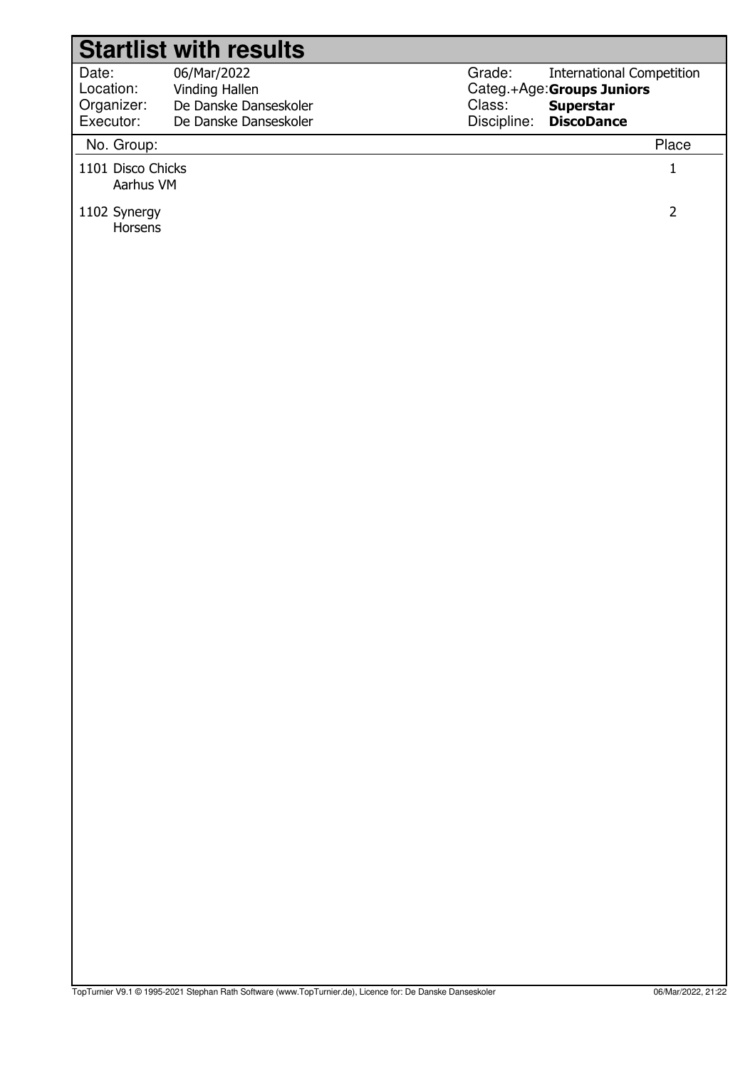# Startlist with results

| | | | |
|---|---|---|---|
| Date: | 06/Mar/2022 | Grade: | International Competition |
| Location: | Vinding Hallen | Categ.+Age: | **Groups Juniors** |
| Organizer: | De Danske Danseskoler | Class: | **Superstar** |
| Executor: | De Danske Danseskoler | Discipline: | **DiscoDance** |

| No. | Group: | Place |
|---|---|---|
| 1101 | Disco Chicks<br>Aarhus VM | 1 |
| 1102 | Synergy<br>Horsens | 2 |

TopTurnier V9.1 © 1995-2021 Stephan Rath Software (www.TopTurnier.de), Licence for: De Danske Danseskoler 06/Mar/2022, 21:22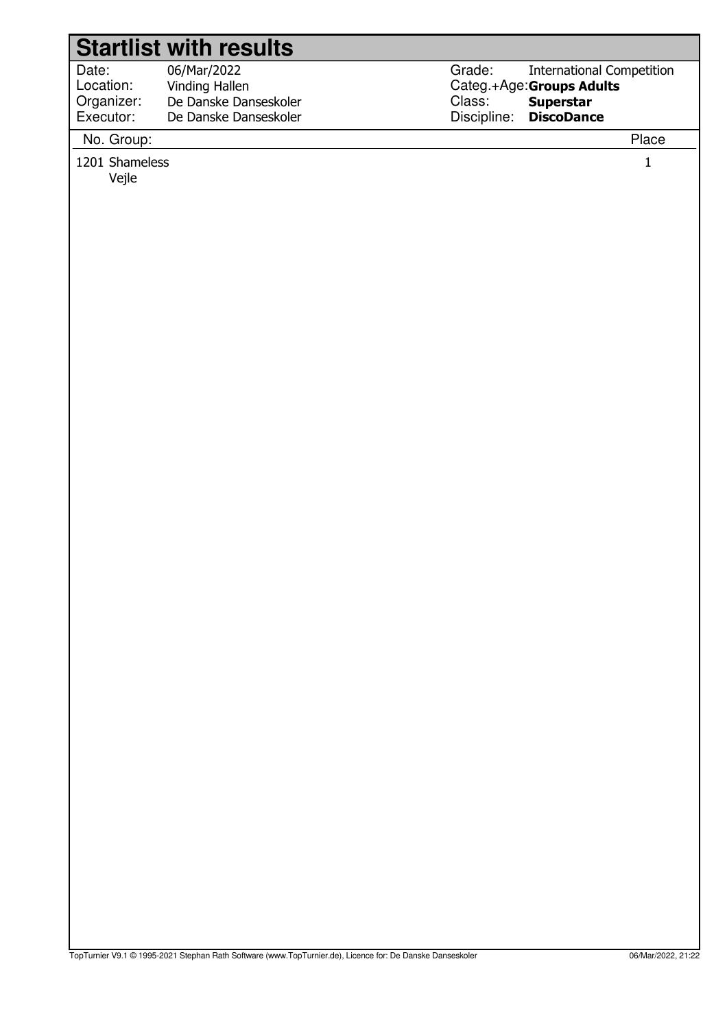# Startlist with results

| | | | |
|---|---|---|---|
| Date: | 06/Mar/2022 | Grade: | International Competition |
| Location: | Vinding Hallen | Categ.+Age: | **Groups Adults** |
| Organizer: | De Danske Danseskoler | Class: | **Superstar** |
| Executor: | De Danske Danseskoler | Discipline: | **DiscoDance** |

| No. | Group: | Place |
|---|---|---|
| 1201 | Shameless<br>Vejle | 1 |

TopTurnier V9.1 © 1995-2021 Stephan Rath Software (www.TopTurnier.de), Licence for: De Danske Danseskoler 06/Mar/2022, 21:22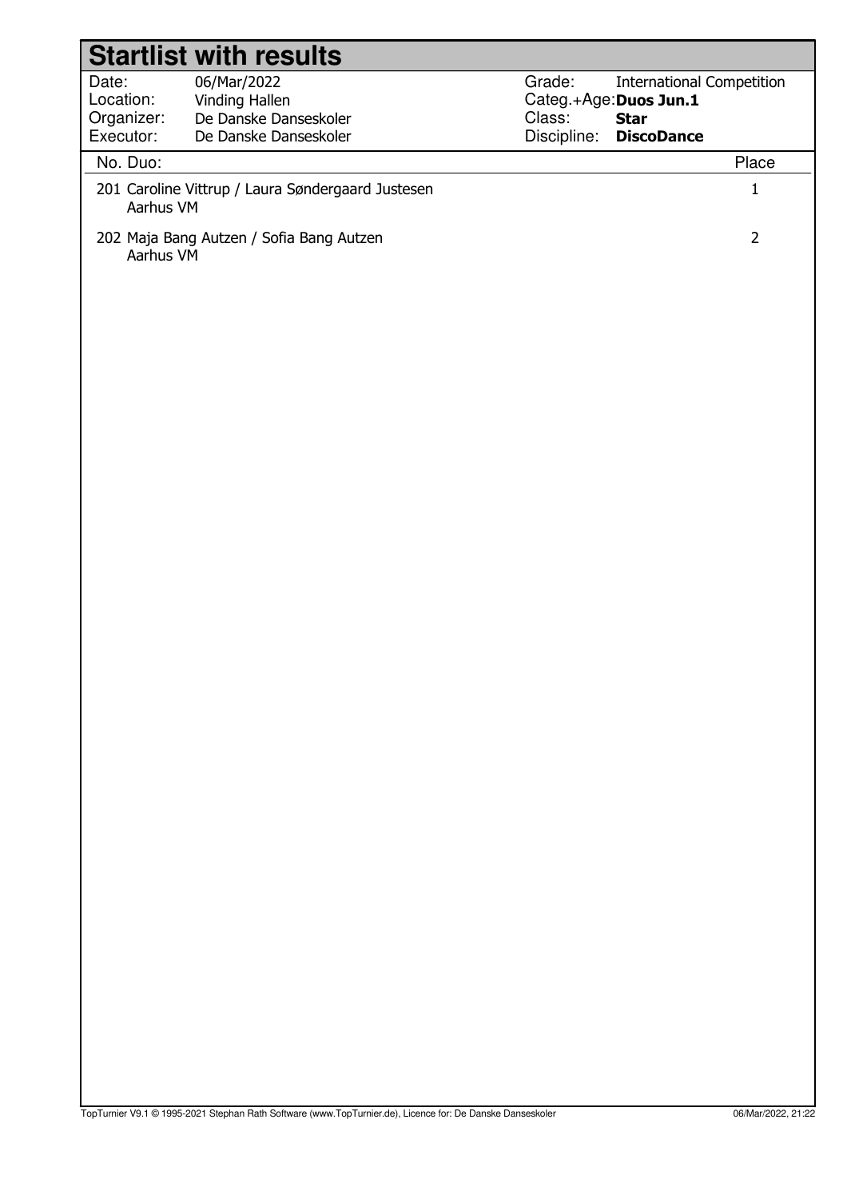# Startlist with results

| | | | |
|---|---|---|---|
| Date: | 06/Mar/2022 | Grade: | International Competition |
| Location: | Vinding Hallen | Categ.+Age: | **Duos Jun.1** |
| Organizer: | De Danske Danseskoler | Class: | **Star** |
| Executor: | De Danske Danseskoler | Discipline: | **DiscoDance** |

| No. | Duo: | Place |
|---|---|---|
| 201 | Caroline Vittrup / Laura Søndergaard Justesen<br>Aarhus VM | 1 |
| 202 | Maja Bang Autzen / Sofia Bang Autzen<br>Aarhus VM | 2 |

TopTurnier V9.1 © 1995-2021 Stephan Rath Software (www.TopTurnier.de), Licence for: De Danske Danseskoler 06/Mar/2022, 21:22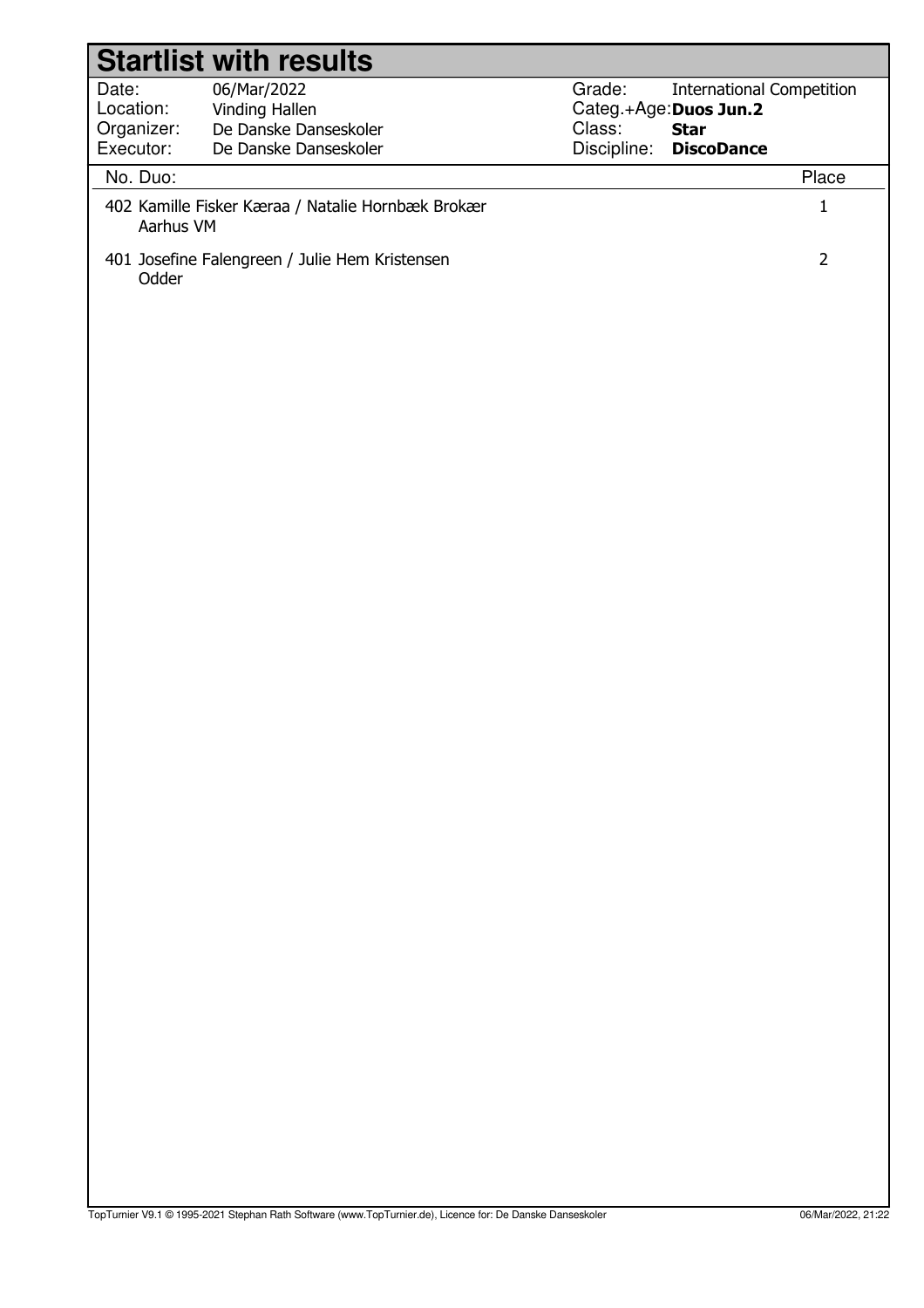# Startlist with results

| | | | |
|---|---|---|---|
| Date: | 06/Mar/2022 | Grade: | International Competition |
| Location: | Vinding Hallen | Categ.+Age: | **Duos Jun.2** |
| Organizer: | De Danske Danseskoler | Class: | **Star** |
| Executor: | De Danske Danseskoler | Discipline: | **DiscoDance** |

| No. Duo: | Place |
|---|---|
| 402 Kamille Fisker Kæraa / Natalie Hornbæk Brokær<br>Aarhus VM | 1 |
| 401 Josefine Falengreen / Julie Hem Kristensen<br>Odder | 2 |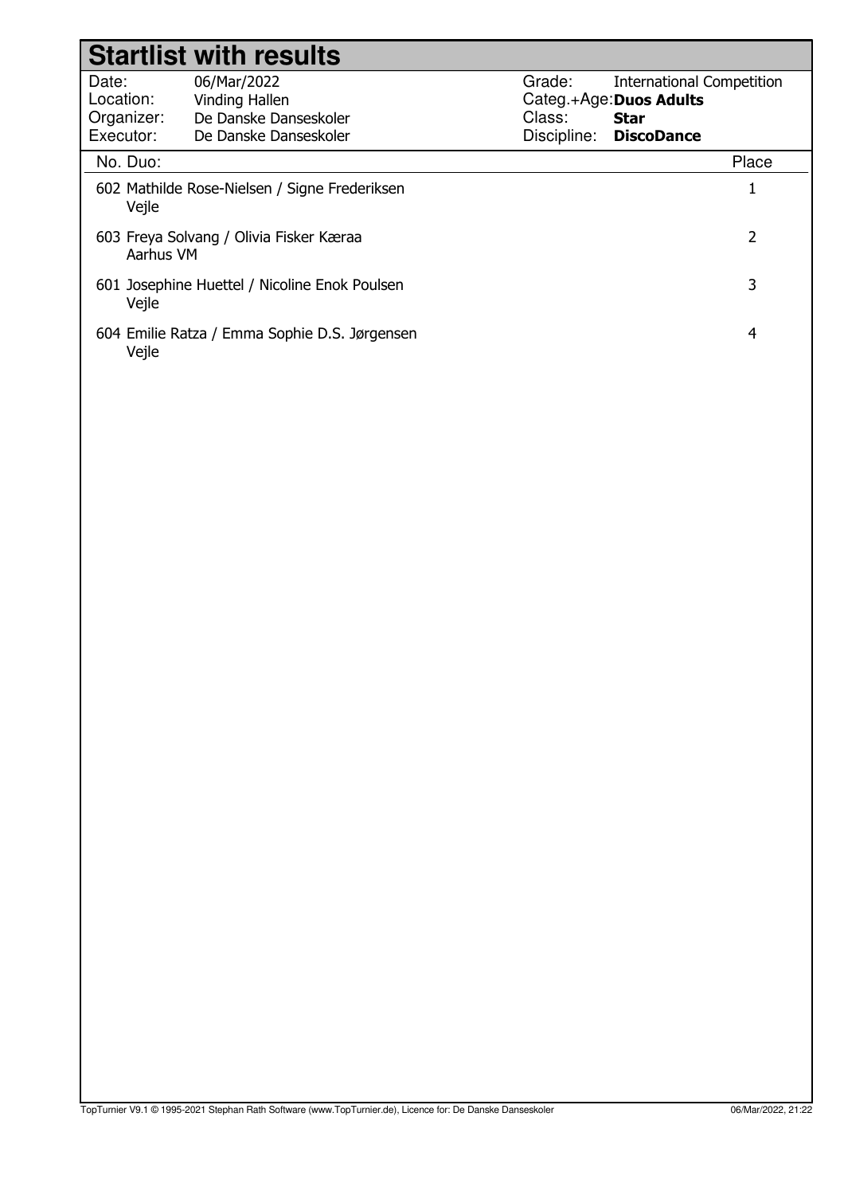# Startlist with results

| | | | |
|---|---|---|---|
| Date: | 06/Mar/2022 | Grade: | International Competition |
| Location: | Vinding Hallen | Categ.+Age: | **Duos Adults** |
| Organizer: | De Danske Danseskoler | Class: | **Star** |
| Executor: | De Danske Danseskoler | Discipline: | **DiscoDance** |

| No. | Duo: | Place |
|---|---|---|
| 602 | Mathilde Rose-Nielsen / Signe Frederiksen<br>Vejle | 1 |
| 603 | Freya Solvang / Olivia Fisker Kæraa<br>Aarhus VM | 2 |
| 601 | Josephine Huettel / Nicoline Enok Poulsen<br>Vejle | 3 |
| 604 | Emilie Ratza / Emma Sophie D.S. Jørgensen<br>Vejle | 4 |

TopTurnier V9.1 © 1995-2021 Stephan Rath Software (www.TopTurnier.de), Licence for: De Danske Danseskoler — 06/Mar/2022, 21:22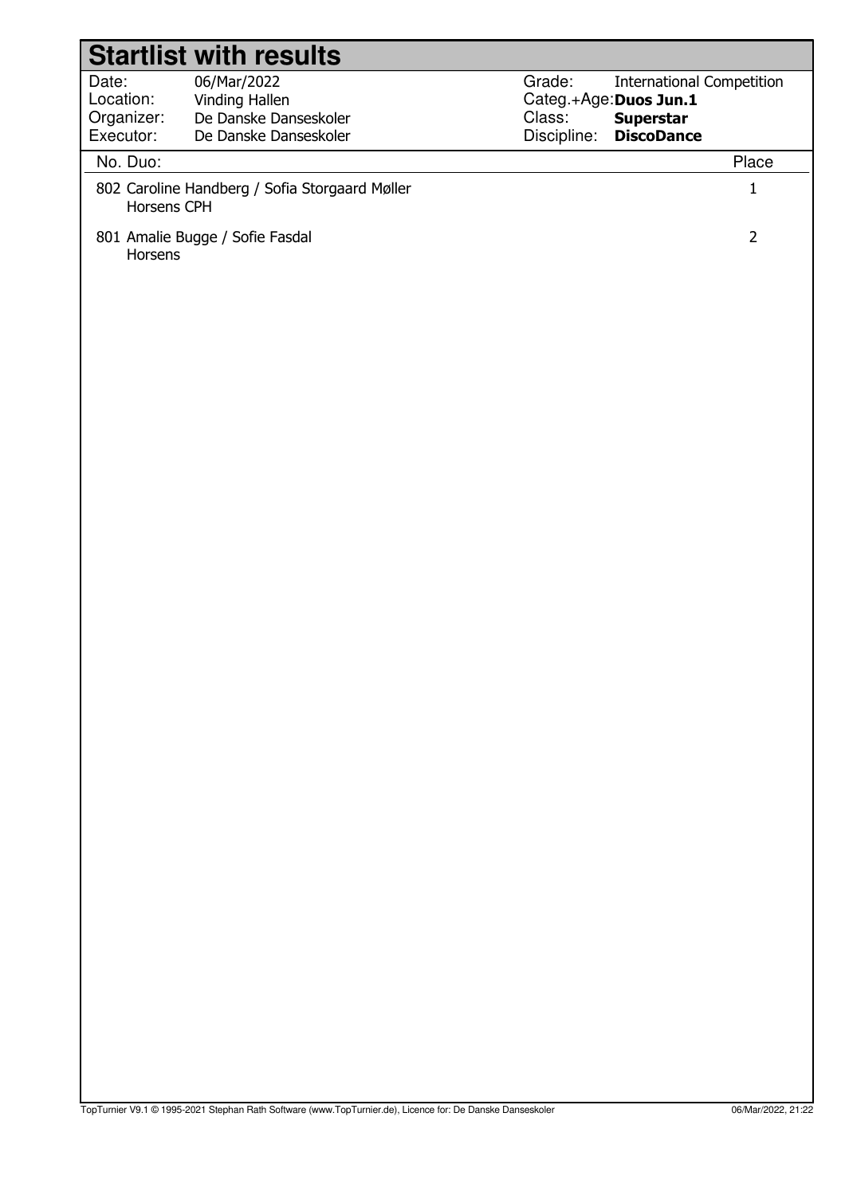# Startlist with results

| | | | |
|---|---|---|---|
| Date: | 06/Mar/2022 | Grade: | International Competition |
| Location: | Vinding Hallen | Categ.+Age: | **Duos Jun.1** |
| Organizer: | De Danske Danseskoler | Class: | **Superstar** |
| Executor: | De Danske Danseskoler | Discipline: | **DiscoDance** |

| No. Duo: | Place |
|---|---|
| 802 Caroline Handberg / Sofia Storgaard Møller<br>Horsens CPH | 1 |
| 801 Amalie Bugge / Sofie Fasdal<br>Horsens | 2 |

TopTurnier V9.1 © 1995-2021 Stephan Rath Software (www.TopTurnier.de), Licence for: De Danske Danseskoler 06/Mar/2022, 21:22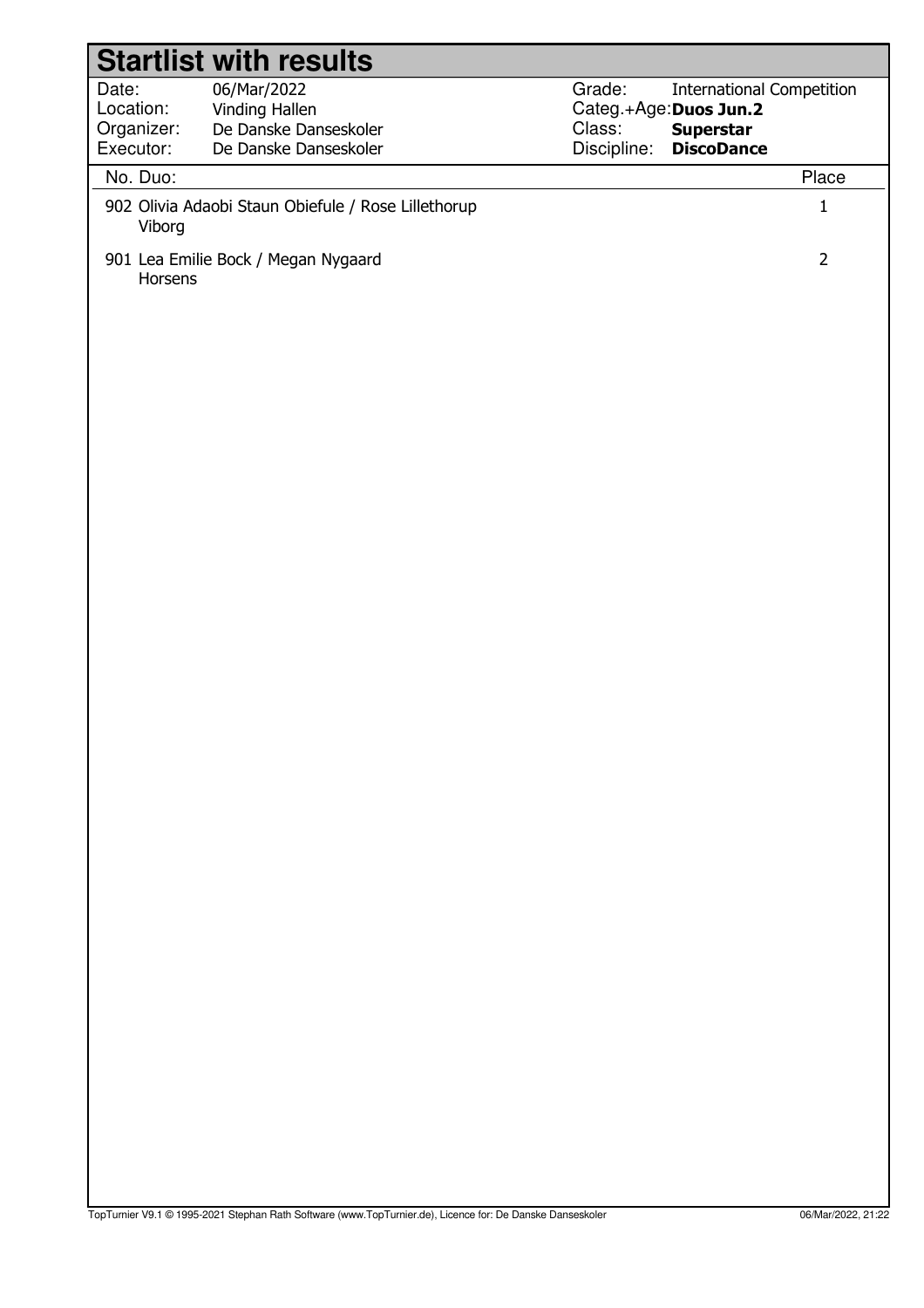# Startlist with results

| | | | |
|---|---|---|---|
| Date: | 06/Mar/2022 | Grade: | International Competition |
| Location: | Vinding Hallen | Categ.+Age: | **Duos Jun.2** |
| Organizer: | De Danske Danseskoler | Class: | **Superstar** |
| Executor: | De Danske Danseskoler | Discipline: | **DiscoDance** |

| No. | Duo: | Place |
|---|---|---|
| 902 | Olivia Adaobi Staun Obiefule / Rose Lillethorup<br>Viborg | 1 |
| 901 | Lea Emilie Bock / Megan Nygaard<br>Horsens | 2 |

TopTurnier V9.1 © 1995-2021 Stephan Rath Software (www.TopTurnier.de), Licence for: De Danske Danseskoler 06/Mar/2022, 21:22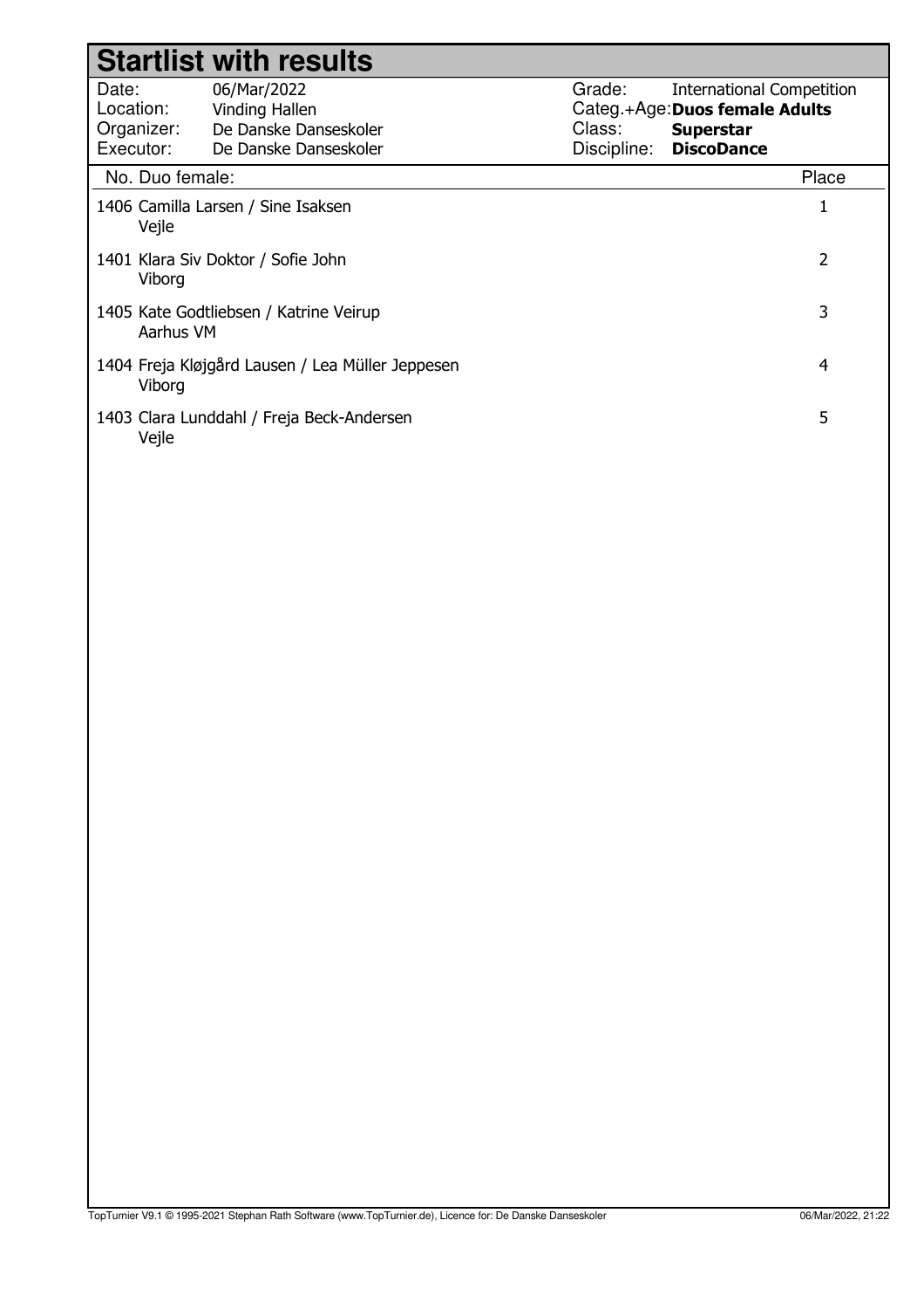# Startlist with results

| | | | |
|---|---|---|---|
| Date: | 06/Mar/2022 | Grade: | International Competition |
| Location: | Vinding Hallen | Categ.+Age: | **Duos female Adults** |
| Organizer: | De Danske Danseskoler | Class: | **Superstar** |
| Executor: | De Danske Danseskoler | Discipline: | **DiscoDance** |

| No. | Duo female: | Place |
|---|---|---|
| 1406 | Camilla Larsen / Sine Isaksen<br>Vejle | 1 |
| 1401 | Klara Siv Doktor / Sofie John<br>Viborg | 2 |
| 1405 | Kate Godtliebsen / Katrine Veirup<br>Aarhus VM | 3 |
| 1404 | Freja Kløjgård Lausen / Lea Müller Jeppesen<br>Viborg | 4 |
| 1403 | Clara Lunddahl / Freja Beck-Andersen<br>Vejle | 5 |

TopTurnier V9.1 © 1995-2021 Stephan Rath Software (www.TopTurnier.de), Licence for: De Danske Danseskoler 06/Mar/2022, 21:22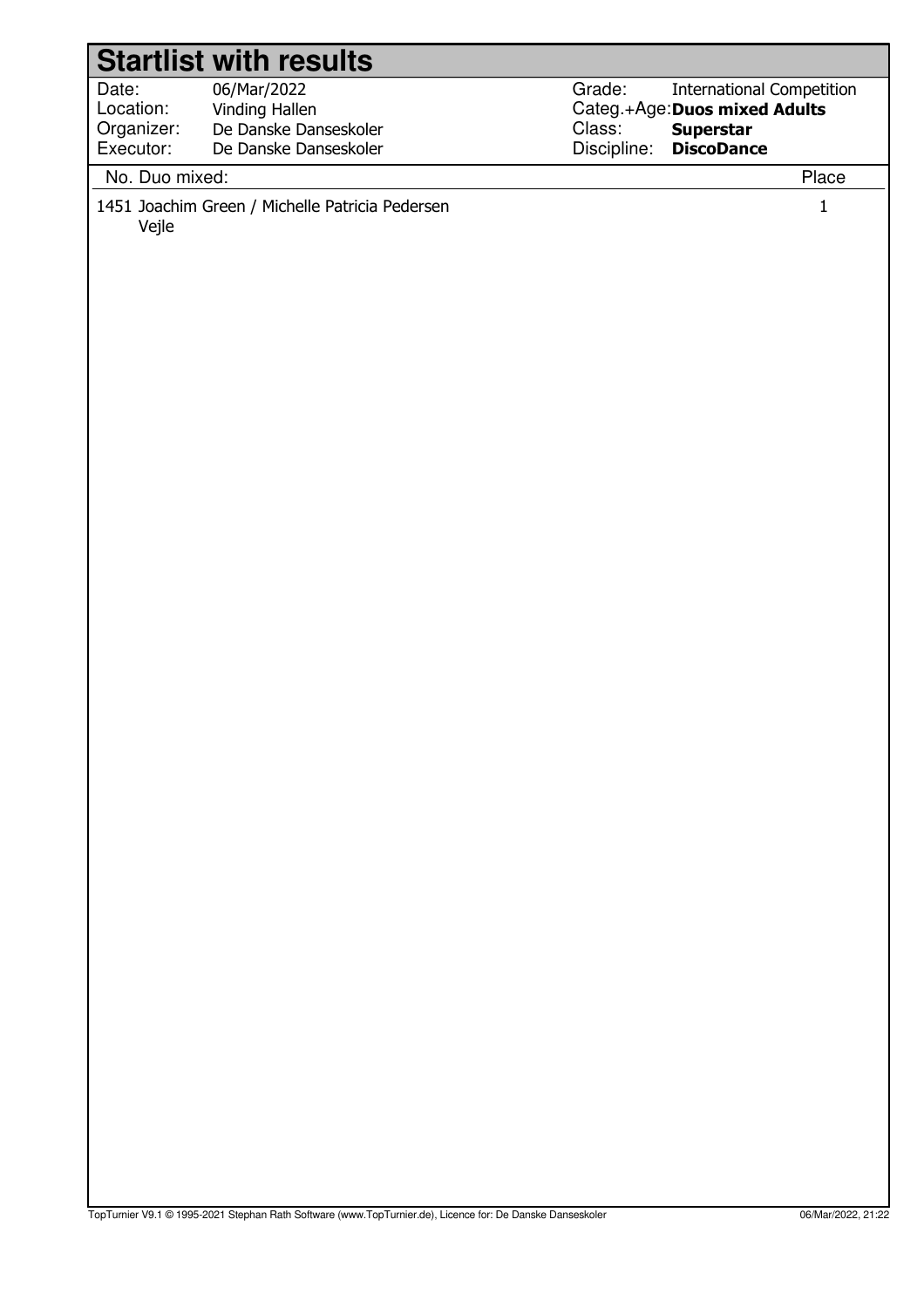# Startlist with results

| | | | |
|---|---|---|---|
| Date: | 06/Mar/2022 | Grade: | International Competition |
| Location: | Vinding Hallen | Categ.+Age: | **Duos mixed Adults** |
| Organizer: | De Danske Danseskoler | Class: | **Superstar** |
| Executor: | De Danske Danseskoler | Discipline: | **DiscoDance** |

| No. Duo mixed: | Place |
|---|---|
| 1451 Joachim Green / Michelle Patricia Pedersen<br>Vejle | 1 |

TopTurnier V9.1 © 1995-2021 Stephan Rath Software (www.TopTurnier.de), Licence for: De Danske Danseskoler 06/Mar/2022, 21:22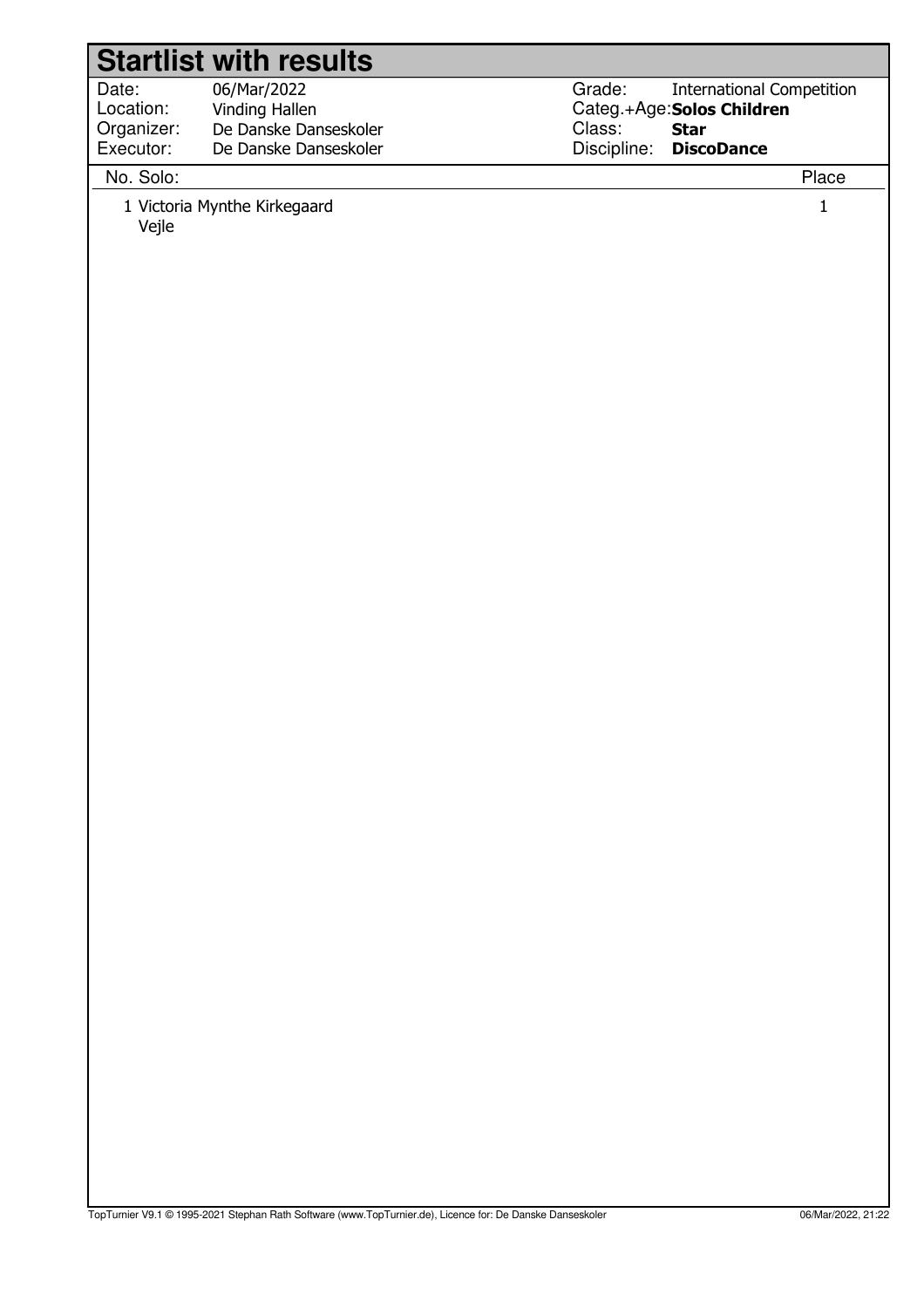# Startlist with results

| | | | |
|---|---|---|---|
| Date: | 06/Mar/2022 | Grade: | International Competition |
| Location: | Vinding Hallen | Categ.+Age: | **Solos Children** |
| Organizer: | De Danske Danseskoler | Class: | **Star** |
| Executor: | De Danske Danseskoler | Discipline: | **DiscoDance** |

| No. Solo: | Place |
|---|---|
| 1 Victoria Mynthe Kirkegaard<br>Vejle | 1 |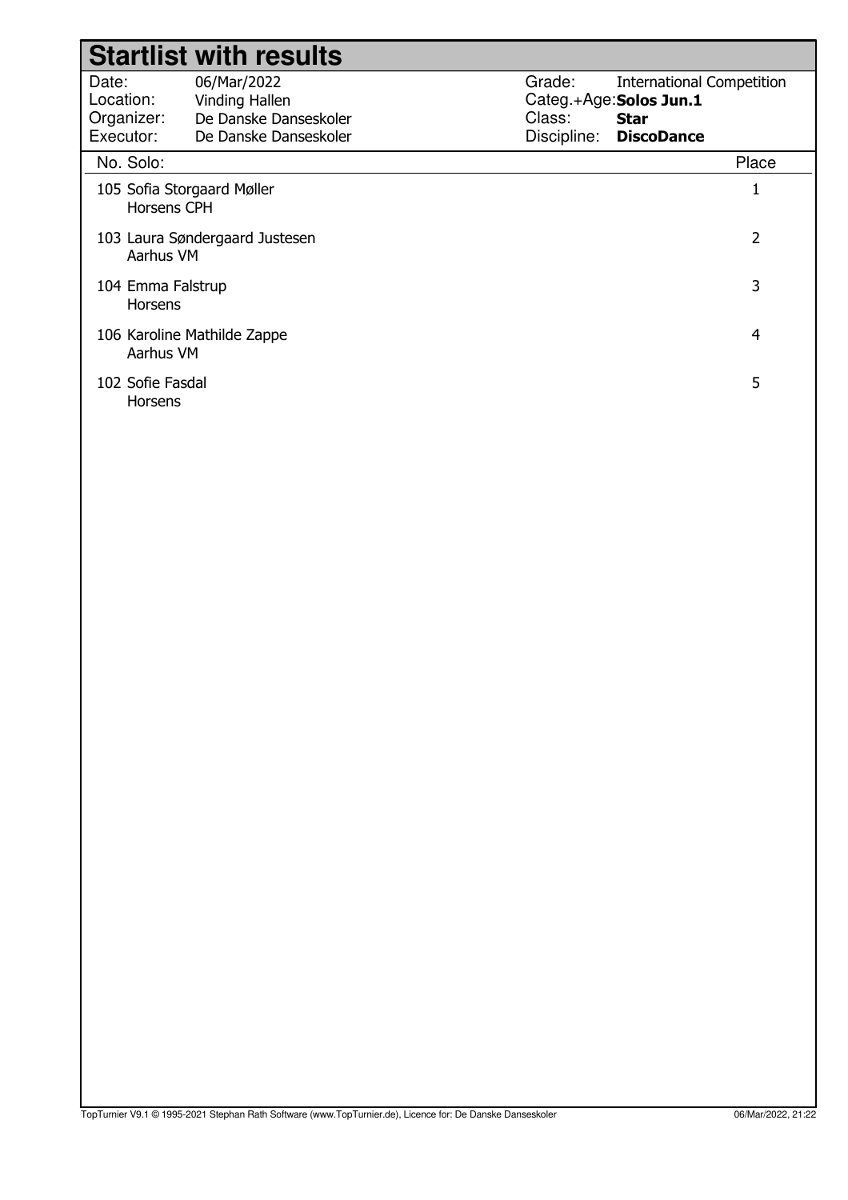# Startlist with results

| | | | |
|---|---|---|---|
| Date: | 06/Mar/2022 | Grade: | International Competition |
| Location: | Vinding Hallen | Categ.+Age: | **Solos Jun.1** |
| Organizer: | De Danske Danseskoler | Class: | **Star** |
| Executor: | De Danske Danseskoler | Discipline: | **DiscoDance** |

| No. Solo: | Place |
|---|---|
| 105 Sofia Storgaard Møller<br>Horsens CPH | 1 |
| 103 Laura Søndergaard Justesen<br>Aarhus VM | 2 |
| 104 Emma Falstrup<br>Horsens | 3 |
| 106 Karoline Mathilde Zappe<br>Aarhus VM | 4 |
| 102 Sofie Fasdal<br>Horsens | 5 |

TopTurnier V9.1 © 1995-2021 Stephan Rath Software (www.TopTurnier.de), Licence for: De Danske Danseskoler 06/Mar/2022, 21:22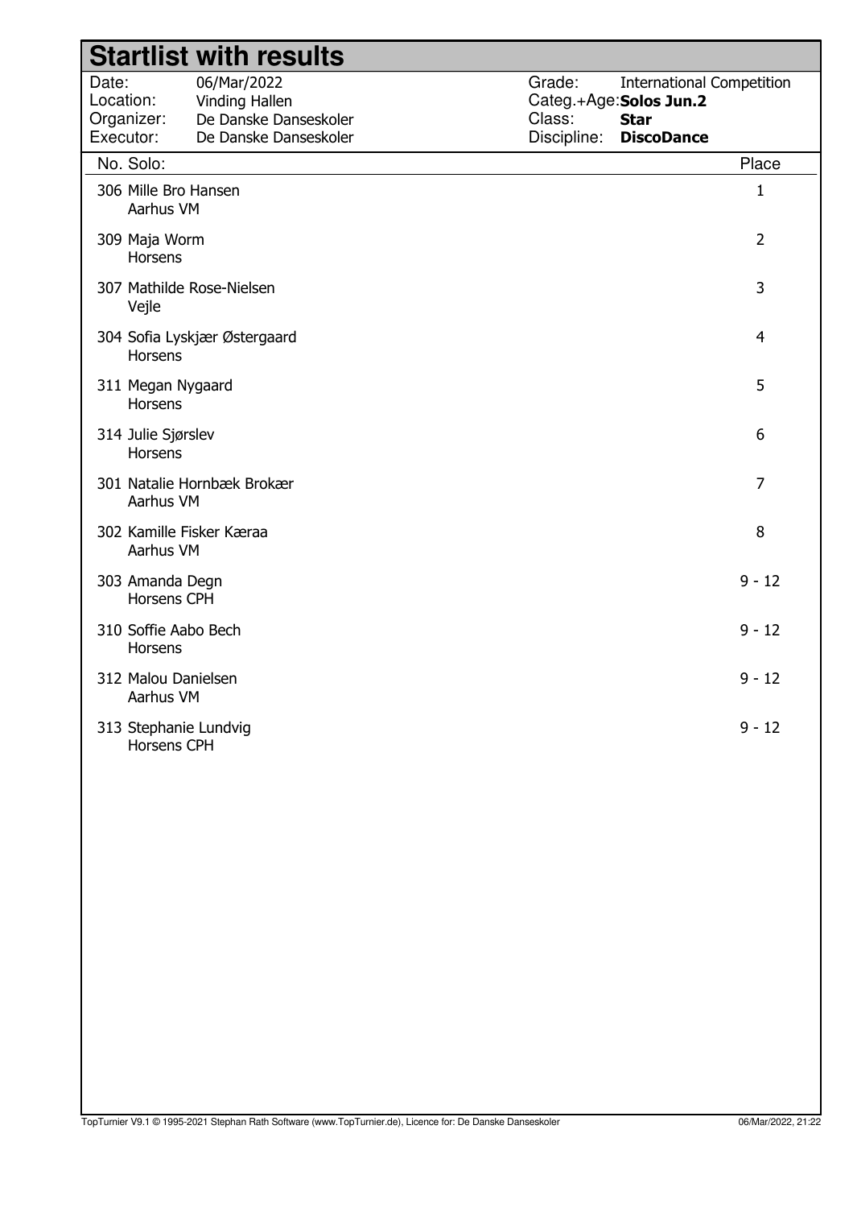# Startlist with results

| | | | |
|---|---|---|---|
| Date: | 06/Mar/2022 | Grade: | International Competition |
| Location: | Vinding Hallen | Categ.+Age: | **Solos Jun.2** |
| Organizer: | De Danske Danseskoler | Class: | **Star** |
| Executor: | De Danske Danseskoler | Discipline: | **DiscoDance** |

| No. | Solo: | Place |
|---|---|---|
| 306 | Mille Bro Hansen<br>Aarhus VM | 1 |
| 309 | Maja Worm<br>Horsens | 2 |
| 307 | Mathilde Rose-Nielsen<br>Vejle | 3 |
| 304 | Sofia Lyskjær Østergaard<br>Horsens | 4 |
| 311 | Megan Nygaard<br>Horsens | 5 |
| 314 | Julie Sjørslev<br>Horsens | 6 |
| 301 | Natalie Hornbæk Brokær<br>Aarhus VM | 7 |
| 302 | Kamille Fisker Kæraa<br>Aarhus VM | 8 |
| 303 | Amanda Degn<br>Horsens CPH | 9 - 12 |
| 310 | Soffie Aabo Bech<br>Horsens | 9 - 12 |
| 312 | Malou Danielsen<br>Aarhus VM | 9 - 12 |
| 313 | Stephanie Lundvig<br>Horsens CPH | 9 - 12 |

TopTurnier V9.1 © 1995-2021 Stephan Rath Software (www.TopTurnier.de), Licence for: De Danske Danseskoler 06/Mar/2022, 21:22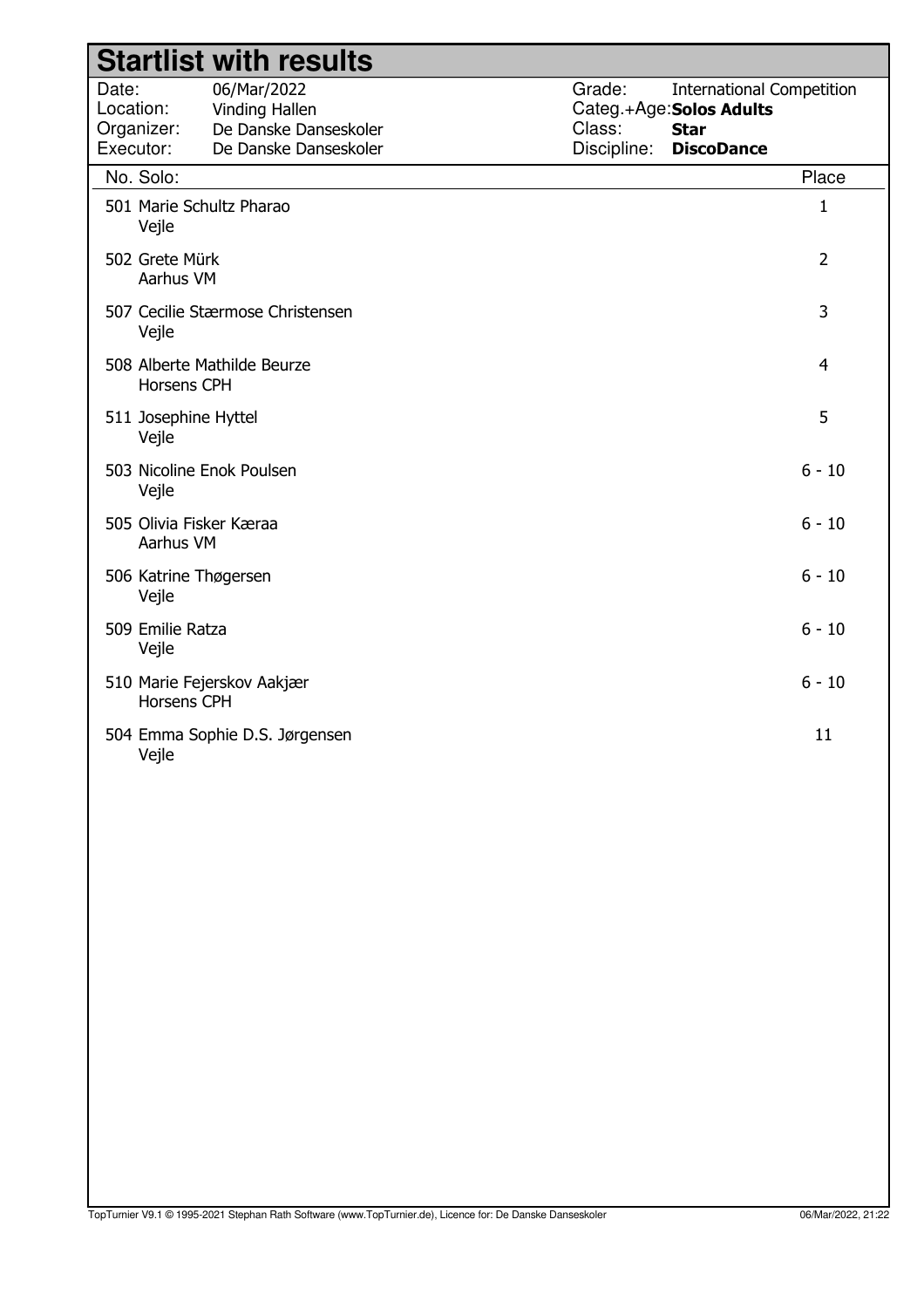# Startlist with results

| | | | |
|---|---|---|---|
| Date: | 06/Mar/2022 | Grade: | International Competition |
| Location: | Vinding Hallen | Categ.+Age: | **Solos Adults** |
| Organizer: | De Danske Danseskoler | Class: | **Star** |
| Executor: | De Danske Danseskoler | Discipline: | **DiscoDance** |

| No. | Solo: | Place |
|---|---|---|
| 501 | Marie Schultz Pharao<br>Vejle | 1 |
| 502 | Grete Mürk<br>Aarhus VM | 2 |
| 507 | Cecilie Stærmose Christensen<br>Vejle | 3 |
| 508 | Alberte Mathilde Beurze<br>Horsens CPH | 4 |
| 511 | Josephine Hyttel<br>Vejle | 5 |
| 503 | Nicoline Enok Poulsen<br>Vejle | 6 - 10 |
| 505 | Olivia Fisker Kæraa<br>Aarhus VM | 6 - 10 |
| 506 | Katrine Thøgersen<br>Vejle | 6 - 10 |
| 509 | Emilie Ratza<br>Vejle | 6 - 10 |
| 510 | Marie Fejerskov Aakjær<br>Horsens CPH | 6 - 10 |
| 504 | Emma Sophie D.S. Jørgensen<br>Vejle | 11 |

TopTurnier V9.1 © 1995-2021 Stephan Rath Software (www.TopTurnier.de), Licence for: De Danske Danseskoler 06/Mar/2022, 21:22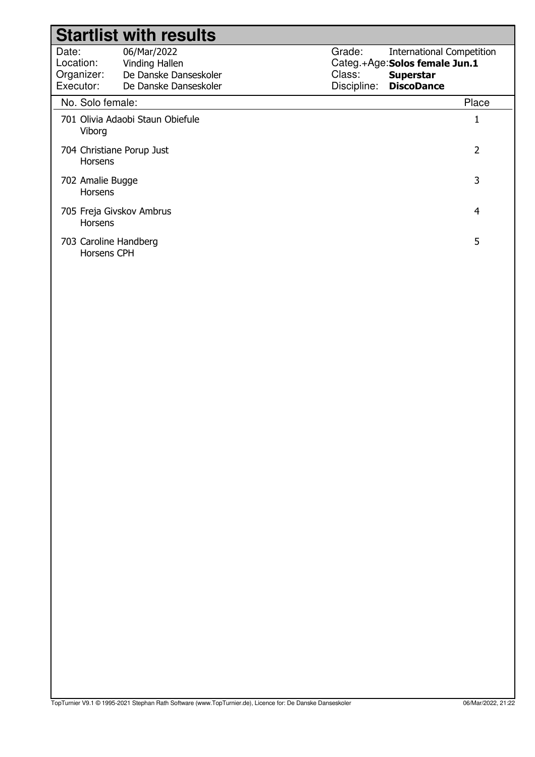# Startlist with results

| | | | |
|---|---|---|---|
| Date: | 06/Mar/2022 | Grade: | International Competition |
| Location: | Vinding Hallen | Categ.+Age: | **Solos female Jun.1** |
| Organizer: | De Danske Danseskoler | Class: | **Superstar** |
| Executor: | De Danske Danseskoler | Discipline: | **DiscoDance** |

| No. | Solo female: | Place |
|---|---|---|
| 701 | Olivia Adaobi Staun Obiefule<br>Viborg | 1 |
| 704 | Christiane Porup Just<br>Horsens | 2 |
| 702 | Amalie Bugge<br>Horsens | 3 |
| 705 | Freja Givskov Ambrus<br>Horsens | 4 |
| 703 | Caroline Handberg<br>Horsens CPH | 5 |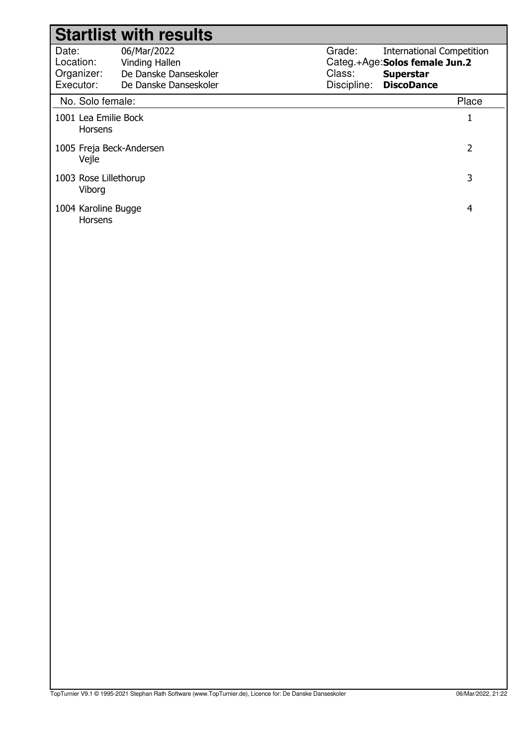# Startlist with results

| | | | |
|---|---|---|---|
| Date: | 06/Mar/2022 | Grade: | International Competition |
| Location: | Vinding Hallen | Categ.+Age: | **Solos female Jun.2** |
| Organizer: | De Danske Danseskoler | Class: | **Superstar** |
| Executor: | De Danske Danseskoler | Discipline: | **DiscoDance** |

| No. Solo female: | Place |
|---|---|
| 1001 Lea Emilie Bock<br>Horsens | 1 |
| 1005 Freja Beck-Andersen<br>Vejle | 2 |
| 1003 Rose Lillethorup<br>Viborg | 3 |
| 1004 Karoline Bugge<br>Horsens | 4 |

TopTurnier V9.1 © 1995-2021 Stephan Rath Software (www.TopTurnier.de), Licence for: De Danske Danseskoler 06/Mar/2022, 21:22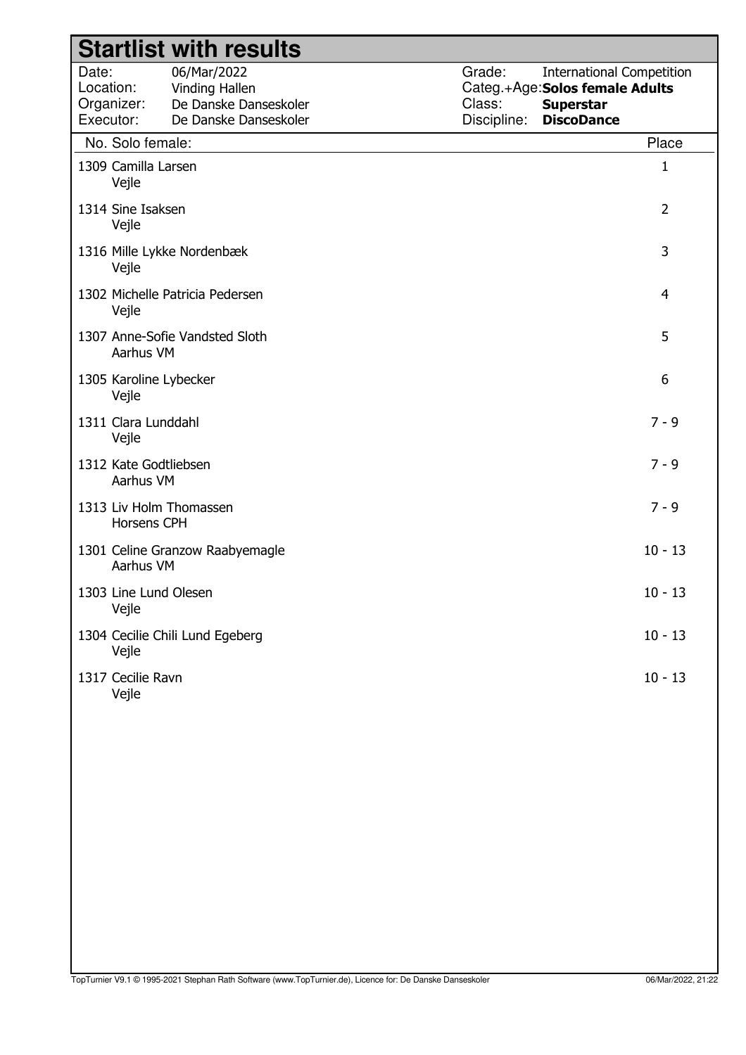# Startlist with results

| | | | |
|---|---|---|---|
| Date: | 06/Mar/2022 | Grade: | International Competition |
| Location: | Vinding Hallen | Categ.+Age: | **Solos female Adults** |
| Organizer: | De Danske Danseskoler | Class: | **Superstar** |
| Executor: | De Danske Danseskoler | Discipline: | **DiscoDance** |

| No. | Solo female: | Place |
|---|---|---|
| 1309 | Camilla Larsen<br>Vejle | 1 |
| 1314 | Sine Isaksen<br>Vejle | 2 |
| 1316 | Mille Lykke Nordenbæk<br>Vejle | 3 |
| 1302 | Michelle Patricia Pedersen<br>Vejle | 4 |
| 1307 | Anne-Sofie Vandsted Sloth<br>Aarhus VM | 5 |
| 1305 | Karoline Lybecker<br>Vejle | 6 |
| 1311 | Clara Lunddahl<br>Vejle | 7 - 9 |
| 1312 | Kate Godtliebsen<br>Aarhus VM | 7 - 9 |
| 1313 | Liv Holm Thomassen<br>Horsens CPH | 7 - 9 |
| 1301 | Celine Granzow Raabyemagle<br>Aarhus VM | 10 - 13 |
| 1303 | Line Lund Olesen<br>Vejle | 10 - 13 |
| 1304 | Cecilie Chili Lund Egeberg<br>Vejle | 10 - 13 |
| 1317 | Cecilie Ravn<br>Vejle | 10 - 13 |

TopTurnier V9.1 © 1995-2021 Stephan Rath Software (www.TopTurnier.de), Licence for: De Danske Danseskoler 06/Mar/2022, 21:22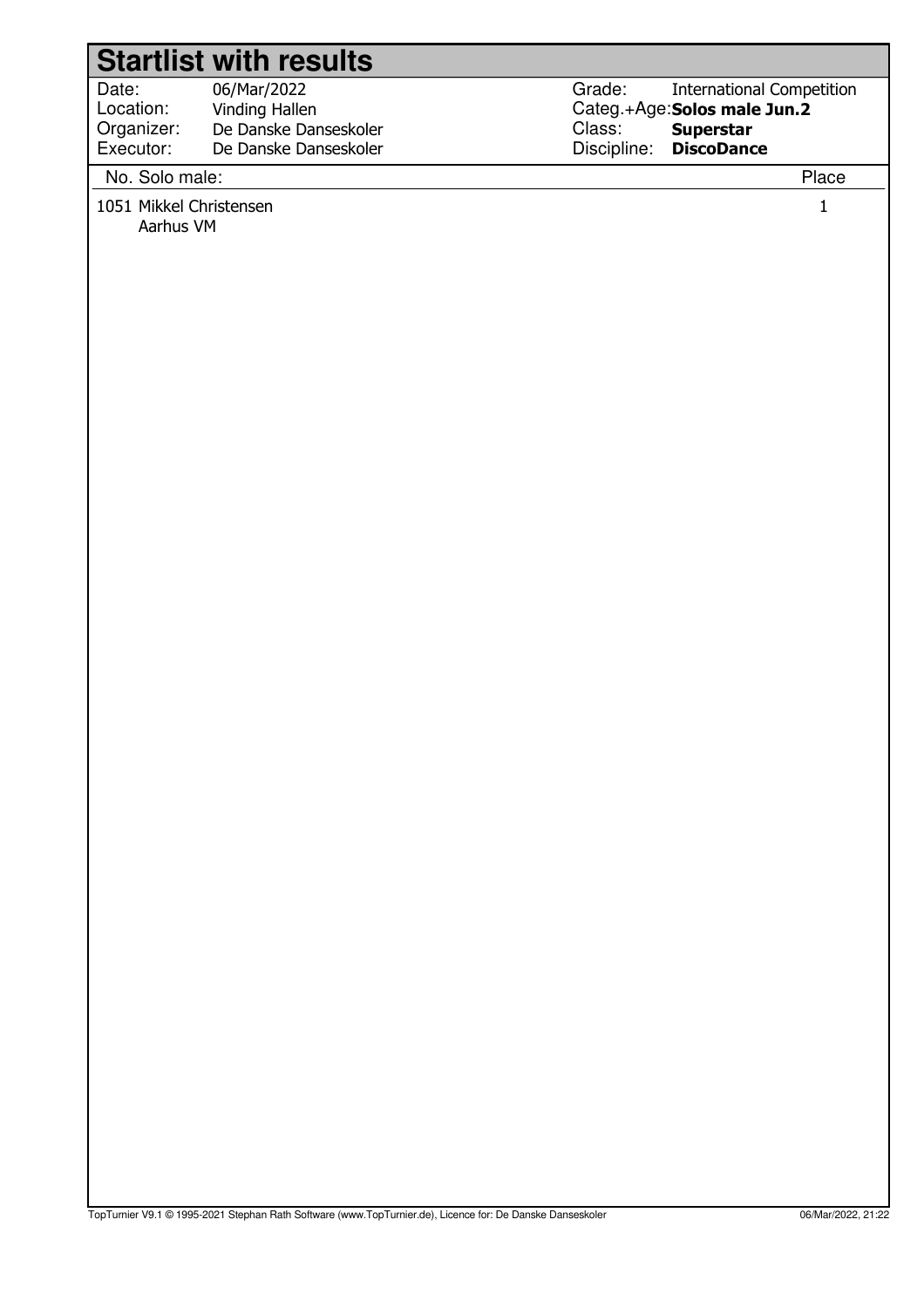# Startlist with results

| | | | |
|---|---|---|---|
| Date: | 06/Mar/2022 | Grade: | International Competition |
| Location: | Vinding Hallen | Categ.+Age: | **Solos male Jun.2** |
| Organizer: | De Danske Danseskoler | Class: | **Superstar** |
| Executor: | De Danske Danseskoler | Discipline: | **DiscoDance** |

| No. Solo male: | Place |
|---|---|
| 1051 Mikkel Christensen<br>Aarhus VM | 1 |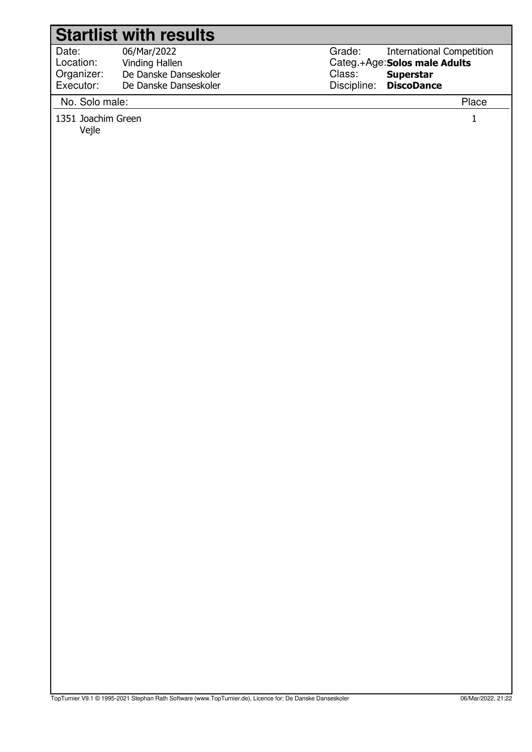# Startlist with results

| | | | |
|---|---|---|---|
| Date: | 06/Mar/2022 | Grade: | International Competition |
| Location: | Vinding Hallen | Categ.+Age: | **Solos male Adults** |
| Organizer: | De Danske Danseskoler | Class: | **Superstar** |
| Executor: | De Danske Danseskoler | Discipline: | **DiscoDance** |

| No. Solo male: | Place |
|---|---|
| 1351 Joachim Green<br>Vejle | 1 |

TopTurnier V9.1 © 1995-2021 Stephan Rath Software (www.TopTurnier.de), Licence for: De Danske Danseskoler 06/Mar/2022, 21:22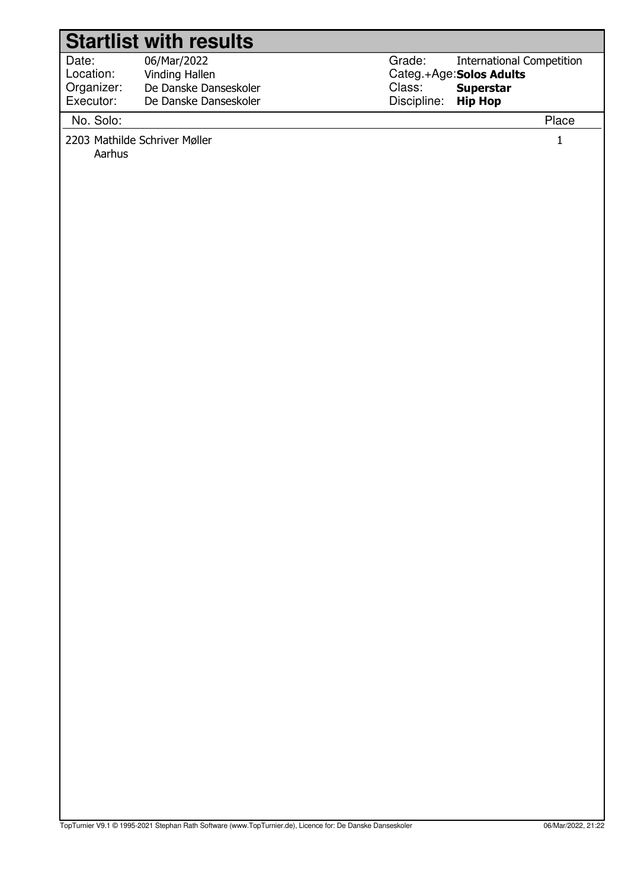# Startlist with results

| | | | |
|---|---|---|---|
| Date: | 06/Mar/2022 | Grade: | International Competition |
| Location: | Vinding Hallen | Categ.+Age: | **Solos Adults** |
| Organizer: | De Danske Danseskoler | Class: | **Superstar** |
| Executor: | De Danske Danseskoler | Discipline: | **Hip Hop** |

| No. Solo: | Place |
|---|---|
| 2203 Mathilde Schriver Møller<br>Aarhus | 1 |

TopTurnier V9.1 © 1995-2021 Stephan Rath Software (www.TopTurnier.de), Licence for: De Danske Danseskoler 06/Mar/2022, 21:22